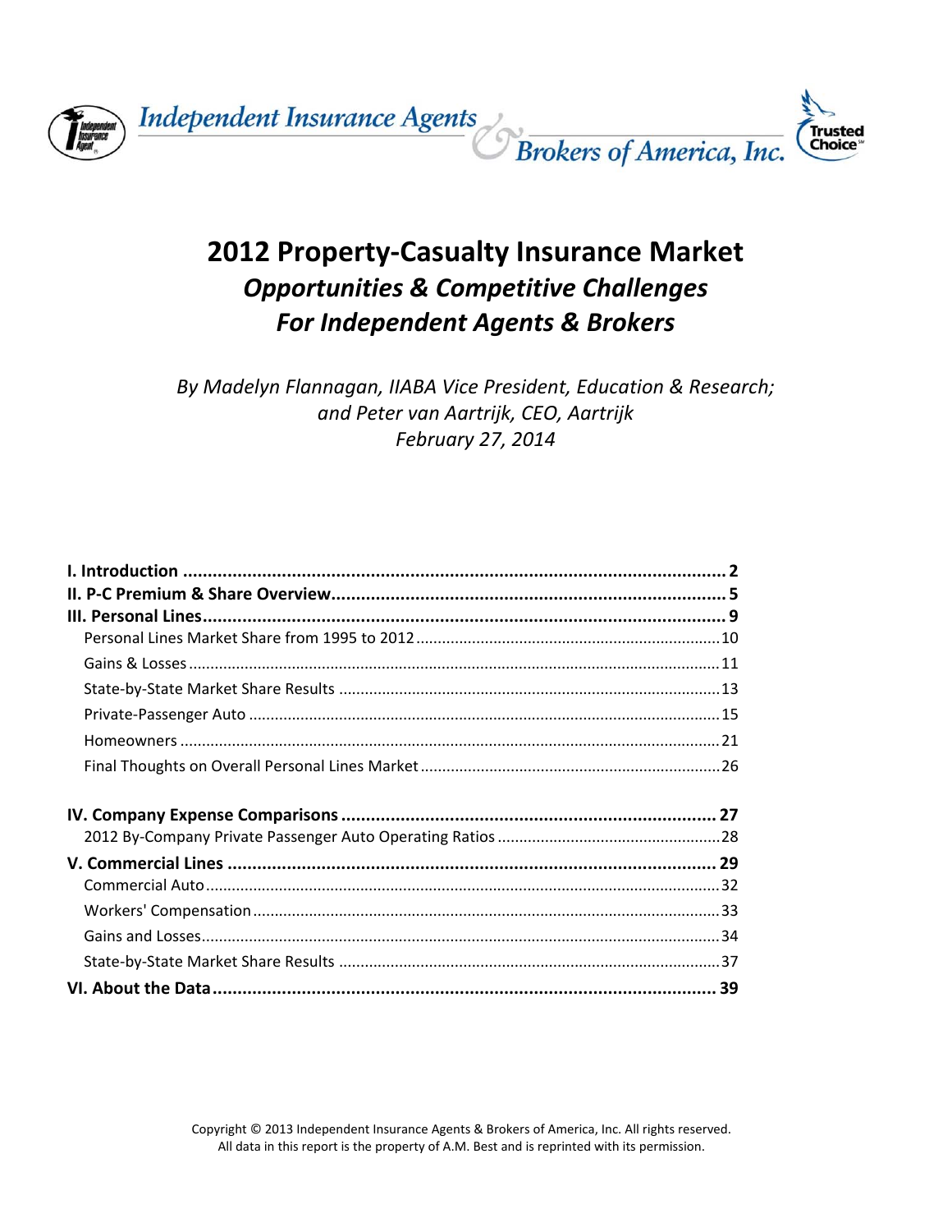Independent Insurance Agents & Brokers of America, Inc.

# 2012 Property-Casualty Insurance Market

## *Opportunities & Competitive Challenges For Independent Agents & Brokers*

*By Madelyn Flannagan, IIABA Vice President, Education & Research; and Peter van Aartrijk, CEO, Aartrijk*

*February 27, 2014*

**I. Introduction** .......... **2**

**II. P-C Premium & Share Overview** .......... **5**

**III. Personal Lines** .......... **9**

- Personal Lines Market Share from 1995 to 2012 .......... 10
- Gains & Losses .......... 11
- State-by-State Market Share Results .......... 13
- Private-Passenger Auto .......... 15
- Homeowners .......... 21
- Final Thoughts on Overall Personal Lines Market .......... 26

**IV. Company Expense Comparisons** .......... **27**

- 2012 By-Company Private Passenger Auto Operating Ratios .......... 28

**V. Commercial Lines** .......... **29**

- Commercial Auto .......... 32
- Workers' Compensation .......... 33
- Gains and Losses .......... 34
- State-by-State Market Share Results .......... 37

**VI. About the Data** .......... **39**

Copyright © 2013 Independent Insurance Agents & Brokers of America, Inc. All rights reserved.
All data in this report is the property of A.M. Best and is reprinted with its permission.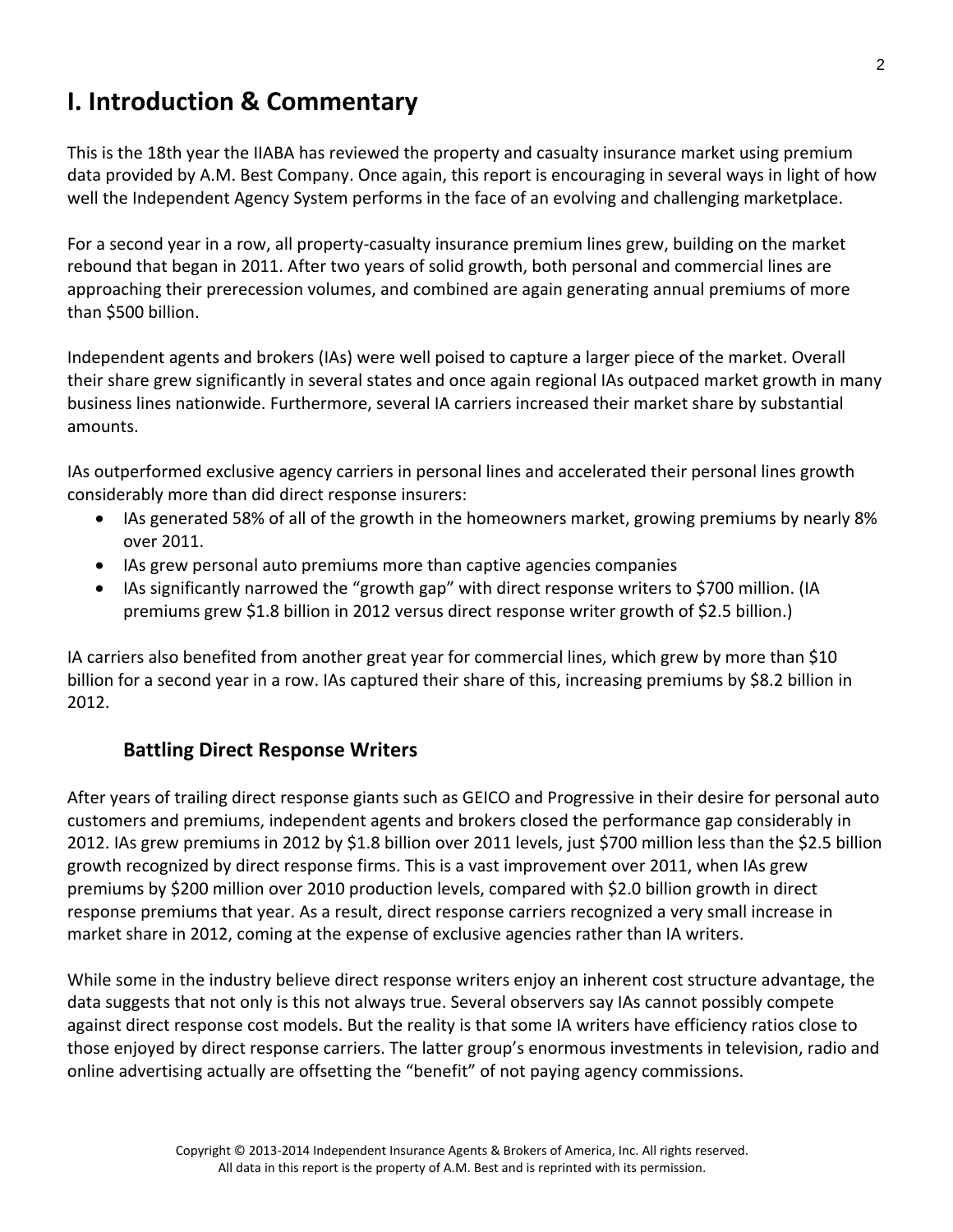# I. Introduction & Commentary

This is the 18th year the IIABA has reviewed the property and casualty insurance market using premium data provided by A.M. Best Company. Once again, this report is encouraging in several ways in light of how well the Independent Agency System performs in the face of an evolving and challenging marketplace.

For a second year in a row, all property-casualty insurance premium lines grew, building on the market rebound that began in 2011. After two years of solid growth, both personal and commercial lines are approaching their prerecession volumes, and combined are again generating annual premiums of more than $500 billion.

Independent agents and brokers (IAs) were well poised to capture a larger piece of the market. Overall their share grew significantly in several states and once again regional IAs outpaced market growth in many business lines nationwide. Furthermore, several IA carriers increased their market share by substantial amounts.

IAs outperformed exclusive agency carriers in personal lines and accelerated their personal lines growth considerably more than did direct response insurers:

- IAs generated 58% of all of the growth in the homeowners market, growing premiums by nearly 8% over 2011.
- IAs grew personal auto premiums more than captive agencies companies
- IAs significantly narrowed the "growth gap" with direct response writers to $700 million. (IA premiums grew $1.8 billion in 2012 versus direct response writer growth of $2.5 billion.)

IA carriers also benefited from another great year for commercial lines, which grew by more than $10 billion for a second year in a row. IAs captured their share of this, increasing premiums by $8.2 billion in 2012.

## Battling Direct Response Writers

After years of trailing direct response giants such as GEICO and Progressive in their desire for personal auto customers and premiums, independent agents and brokers closed the performance gap considerably in 2012. IAs grew premiums in 2012 by $1.8 billion over 2011 levels, just $700 million less than the $2.5 billion growth recognized by direct response firms. This is a vast improvement over 2011, when IAs grew premiums by $200 million over 2010 production levels, compared with $2.0 billion growth in direct response premiums that year. As a result, direct response carriers recognized a very small increase in market share in 2012, coming at the expense of exclusive agencies rather than IA writers.

While some in the industry believe direct response writers enjoy an inherent cost structure advantage, the data suggests that not only is this not always true. Several observers say IAs cannot possibly compete against direct response cost models. But the reality is that some IA writers have efficiency ratios close to those enjoyed by direct response carriers. The latter group's enormous investments in television, radio and online advertising actually are offsetting the "benefit" of not paying agency commissions.

Copyright © 2013-2014 Independent Insurance Agents & Brokers of America, Inc. All rights reserved.
All data in this report is the property of A.M. Best and is reprinted with its permission.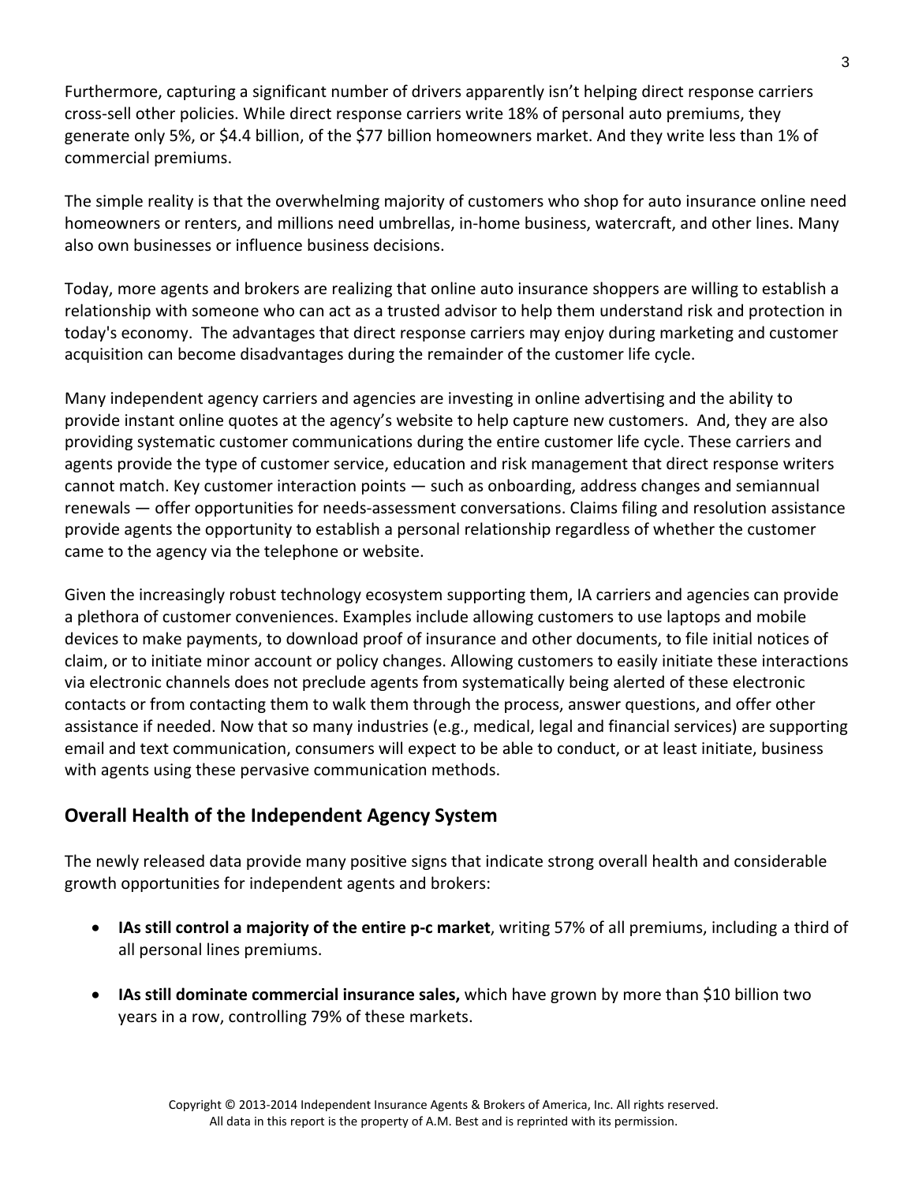Furthermore, capturing a significant number of drivers apparently isn't helping direct response carriers cross-sell other policies. While direct response carriers write 18% of personal auto premiums, they generate only 5%, or $4.4 billion, of the $77 billion homeowners market. And they write less than 1% of commercial premiums.

The simple reality is that the overwhelming majority of customers who shop for auto insurance online need homeowners or renters, and millions need umbrellas, in-home business, watercraft, and other lines. Many also own businesses or influence business decisions.

Today, more agents and brokers are realizing that online auto insurance shoppers are willing to establish a relationship with someone who can act as a trusted advisor to help them understand risk and protection in today's economy. The advantages that direct response carriers may enjoy during marketing and customer acquisition can become disadvantages during the remainder of the customer life cycle.

Many independent agency carriers and agencies are investing in online advertising and the ability to provide instant online quotes at the agency's website to help capture new customers. And, they are also providing systematic customer communications during the entire customer life cycle. These carriers and agents provide the type of customer service, education and risk management that direct response writers cannot match. Key customer interaction points — such as onboarding, address changes and semiannual renewals — offer opportunities for needs-assessment conversations. Claims filing and resolution assistance provide agents the opportunity to establish a personal relationship regardless of whether the customer came to the agency via the telephone or website.

Given the increasingly robust technology ecosystem supporting them, IA carriers and agencies can provide a plethora of customer conveniences. Examples include allowing customers to use laptops and mobile devices to make payments, to download proof of insurance and other documents, to file initial notices of claim, or to initiate minor account or policy changes. Allowing customers to easily initiate these interactions via electronic channels does not preclude agents from systematically being alerted of these electronic contacts or from contacting them to walk them through the process, answer questions, and offer other assistance if needed. Now that so many industries (e.g., medical, legal and financial services) are supporting email and text communication, consumers will expect to be able to conduct, or at least initiate, business with agents using these pervasive communication methods.

## Overall Health of the Independent Agency System

The newly released data provide many positive signs that indicate strong overall health and considerable growth opportunities for independent agents and brokers:

- **IAs still control a majority of the entire p-c market**, writing 57% of all premiums, including a third of all personal lines premiums.
- **IAs still dominate commercial insurance sales,** which have grown by more than $10 billion two years in a row, controlling 79% of these markets.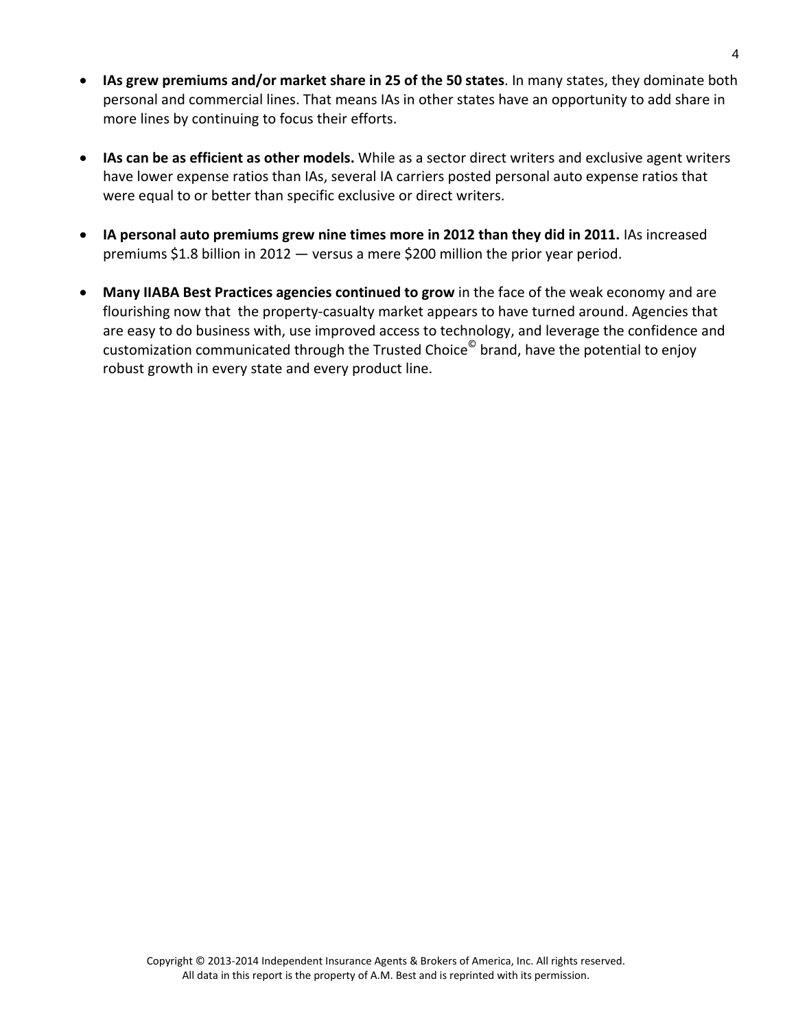- **IAs grew premiums and/or market share in 25 of the 50 states**. In many states, they dominate both personal and commercial lines. That means IAs in other states have an opportunity to add share in more lines by continuing to focus their efforts.

- **IAs can be as efficient as other models.** While as a sector direct writers and exclusive agent writers have lower expense ratios than IAs, several IA carriers posted personal auto expense ratios that were equal to or better than specific exclusive or direct writers.

- **IA personal auto premiums grew nine times more in 2012 than they did in 2011.** IAs increased premiums $1.8 billion in 2012 — versus a mere $200 million the prior year period.

- **Many IIABA Best Practices agencies continued to grow** in the face of the weak economy and are flourishing now that the property-casualty market appears to have turned around. Agencies that are easy to do business with, use improved access to technology, and leverage the confidence and customization communicated through the Trusted Choice© brand, have the potential to enjoy robust growth in every state and every product line.

Copyright © 2013-2014 Independent Insurance Agents & Brokers of America, Inc. All rights reserved.
All data in this report is the property of A.M. Best and is reprinted with its permission.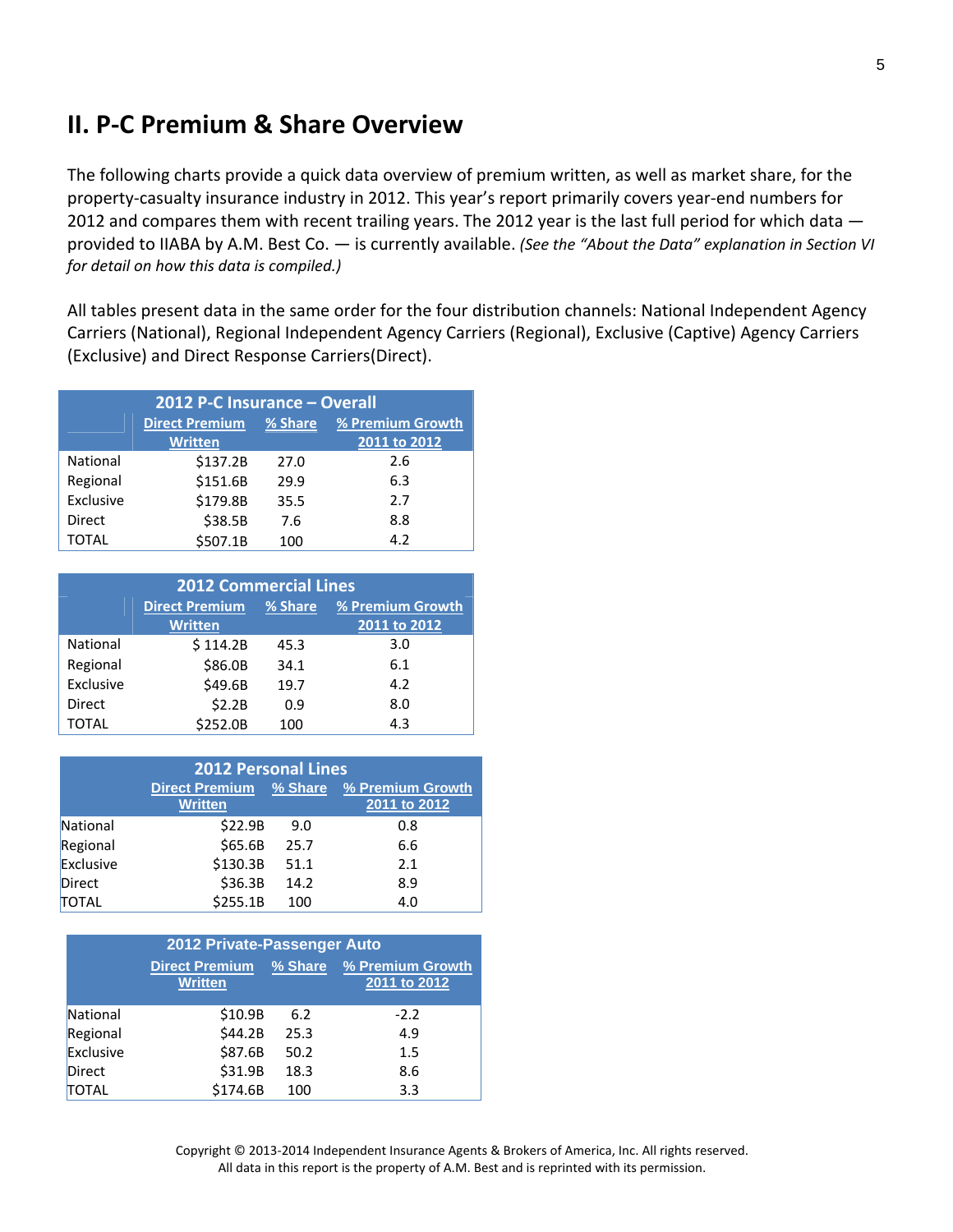## II. P-C Premium & Share Overview

The following charts provide a quick data overview of premium written, as well as market share, for the property-casualty insurance industry in 2012. This year's report primarily covers year-end numbers for 2012 and compares them with recent trailing years. The 2012 year is the last full period for which data — provided to IIABA by A.M. Best Co. — is currently available. *(See the "About the Data" explanation in Section VI for detail on how this data is compiled.)*

All tables present data in the same order for the four distribution channels: National Independent Agency Carriers (National), Regional Independent Agency Carriers (Regional), Exclusive (Captive) Agency Carriers (Exclusive) and Direct Response Carriers(Direct).

**2012 P-C Insurance – Overall**

| | Direct Premium Written | % Share | % Premium Growth 2011 to 2012 |
|---|---|---|---|
| National | $137.2B | 27.0 | 2.6 |
| Regional | $151.6B | 29.9 | 6.3 |
| Exclusive | $179.8B | 35.5 | 2.7 |
| Direct | $38.5B | 7.6 | 8.8 |
| TOTAL | $507.1B | 100 | 4.2 |

**2012 Commercial Lines**

| | Direct Premium Written | % Share | % Premium Growth 2011 to 2012 |
|---|---|---|---|
| National | $ 114.2B | 45.3 | 3.0 |
| Regional | $86.0B | 34.1 | 6.1 |
| Exclusive | $49.6B | 19.7 | 4.2 |
| Direct | $2.2B | 0.9 | 8.0 |
| TOTAL | $252.0B | 100 | 4.3 |

**2012 Personal Lines**

| | Direct Premium Written | % Share | % Premium Growth 2011 to 2012 |
|---|---|---|---|
| National | $22.9B | 9.0 | 0.8 |
| Regional | $65.6B | 25.7 | 6.6 |
| Exclusive | $130.3B | 51.1 | 2.1 |
| Direct | $36.3B | 14.2 | 8.9 |
| TOTAL | $255.1B | 100 | 4.0 |

**2012 Private-Passenger Auto**

| | Direct Premium Written | % Share | % Premium Growth 2011 to 2012 |
|---|---|---|---|
| National | $10.9B | 6.2 | -2.2 |
| Regional | $44.2B | 25.3 | 4.9 |
| Exclusive | $87.6B | 50.2 | 1.5 |
| Direct | $31.9B | 18.3 | 8.6 |
| TOTAL | $174.6B | 100 | 3.3 |

Copyright © 2013-2014 Independent Insurance Agents & Brokers of America, Inc. All rights reserved.
All data in this report is the property of A.M. Best and is reprinted with its permission.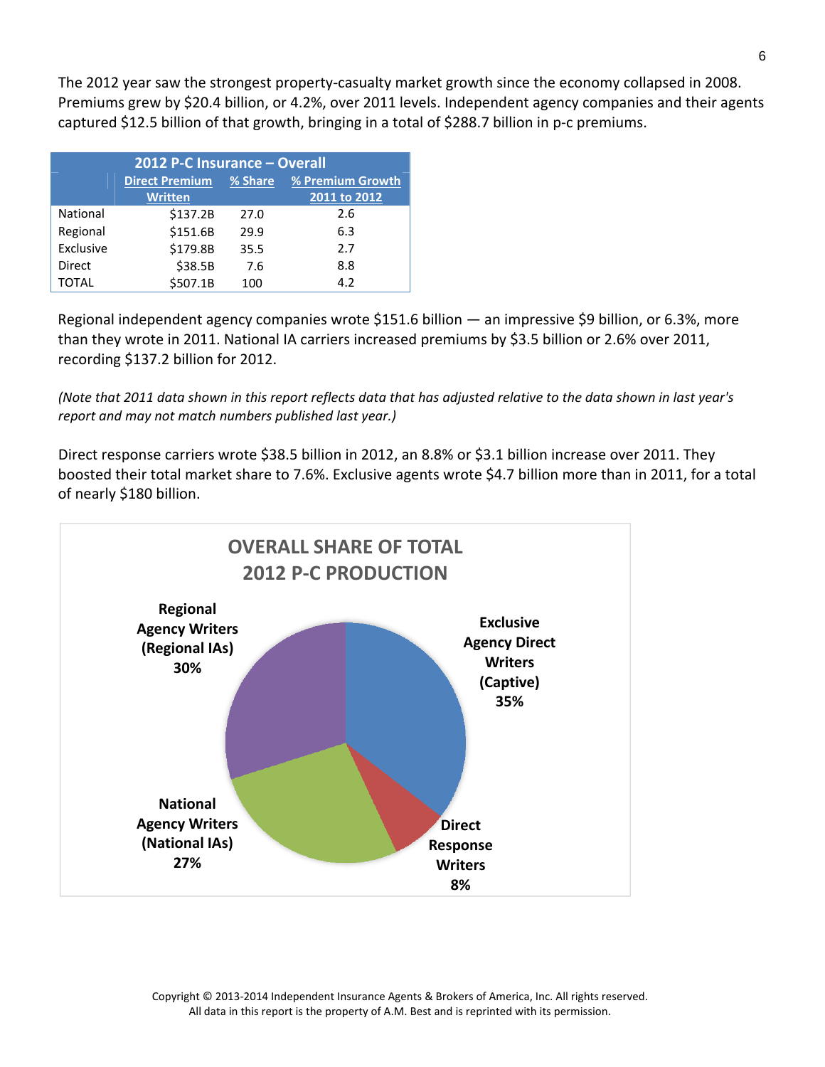The 2012 year saw the strongest property-casualty market growth since the economy collapsed in 2008. Premiums grew by $20.4 billion, or 4.2%, over 2011 levels. Independent agency companies and their agents captured $12.5 billion of that growth, bringing in a total of $288.7 billion in p-c premiums.

| 2012 P-C Insurance – Overall | | | |
|---|---|---|---|
| | Direct Premium Written | % Share | % Premium Growth 2011 to 2012 |
| National | $137.2B | 27.0 | 2.6 |
| Regional | $151.6B | 29.9 | 6.3 |
| Exclusive | $179.8B | 35.5 | 2.7 |
| Direct | $38.5B | 7.6 | 8.8 |
| TOTAL | $507.1B | 100 | 4.2 |

Regional independent agency companies wrote $151.6 billion — an impressive $9 billion, or 6.3%, more than they wrote in 2011. National IA carriers increased premiums by $3.5 billion or 2.6% over 2011, recording $137.2 billion for 2012.

*(Note that 2011 data shown in this report reflects data that has adjusted relative to the data shown in last year's report and may not match numbers published last year.)*

Direct response carriers wrote $38.5 billion in 2012, an 8.8% or $3.1 billion increase over 2011. They boosted their total market share to 7.6%. Exclusive agents wrote $4.7 billion more than in 2011, for a total of nearly $180 billion.

**OVERALL SHARE OF TOTAL 2012 P-C PRODUCTION**

- Exclusive Agency Direct Writers (Captive): 35%
- Regional Agency Writers (Regional IAs): 30%
- National Agency Writers (National IAs): 27%
- Direct Response Writers: 8%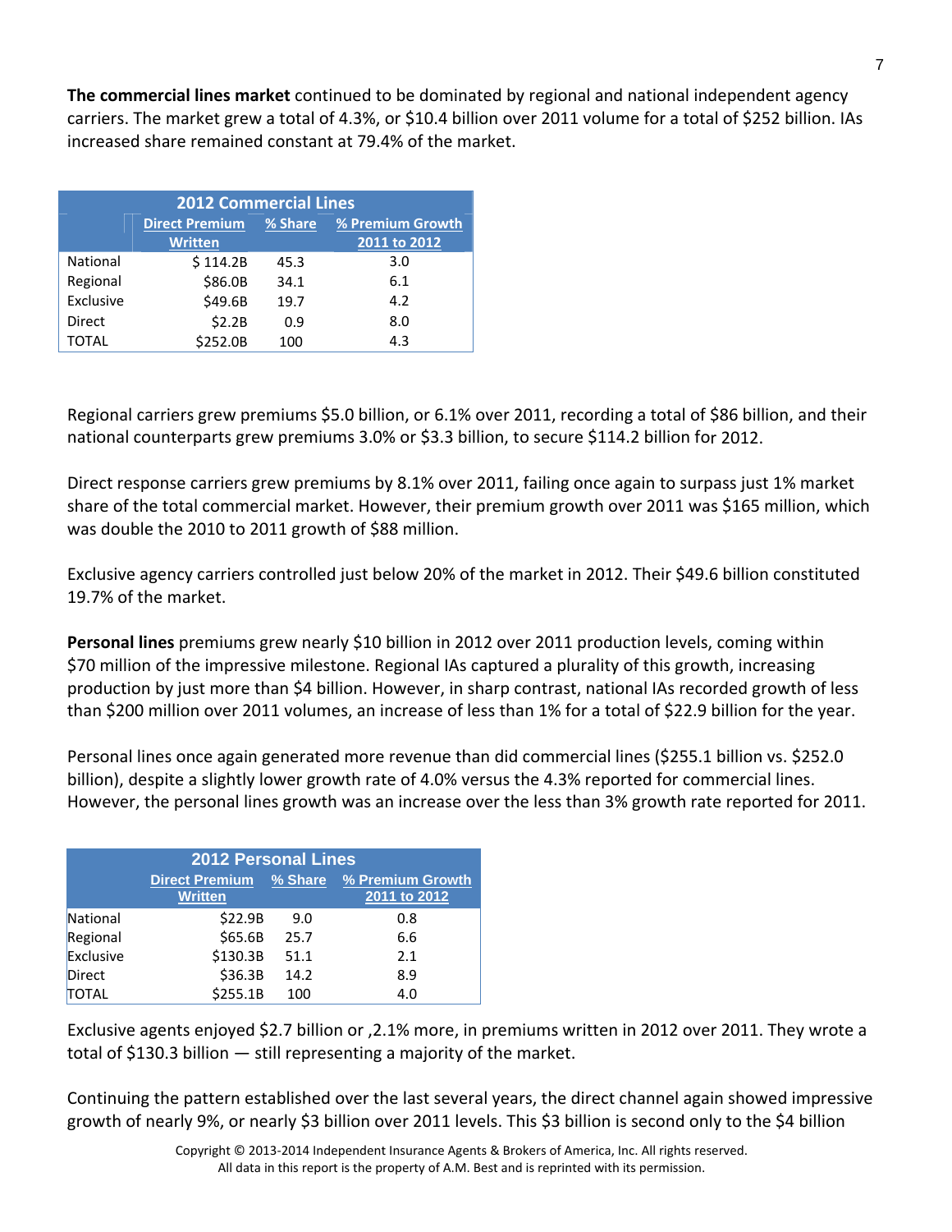**The commercial lines market** continued to be dominated by regional and national independent agency carriers. The market grew a total of 4.3%, or $10.4 billion over 2011 volume for a total of $252 billion. IAs increased share remained constant at 79.4% of the market.

| 2012 Commercial Lines | | | |
|---|---|---|---|
| | Direct Premium Written | % Share | % Premium Growth 2011 to 2012 |
| National | $ 114.2B | 45.3 | 3.0 |
| Regional | $86.0B | 34.1 | 6.1 |
| Exclusive | $49.6B | 19.7 | 4.2 |
| Direct | $2.2B | 0.9 | 8.0 |
| TOTAL | $252.0B | 100 | 4.3 |

Regional carriers grew premiums $5.0 billion, or 6.1% over 2011, recording a total of $86 billion, and their national counterparts grew premiums 3.0% or $3.3 billion, to secure $114.2 billion for 2012.

Direct response carriers grew premiums by 8.1% over 2011, failing once again to surpass just 1% market share of the total commercial market. However, their premium growth over 2011 was $165 million, which was double the 2010 to 2011 growth of $88 million.

Exclusive agency carriers controlled just below 20% of the market in 2012. Their $49.6 billion constituted 19.7% of the market.

**Personal lines** premiums grew nearly $10 billion in 2012 over 2011 production levels, coming within $70 million of the impressive milestone. Regional IAs captured a plurality of this growth, increasing production by just more than $4 billion. However, in sharp contrast, national IAs recorded growth of less than $200 million over 2011 volumes, an increase of less than 1% for a total of $22.9 billion for the year.

Personal lines once again generated more revenue than did commercial lines ($255.1 billion vs. $252.0 billion), despite a slightly lower growth rate of 4.0% versus the 4.3% reported for commercial lines. However, the personal lines growth was an increase over the less than 3% growth rate reported for 2011.

| 2012 Personal Lines | | | |
|---|---|---|---|
| | Direct Premium Written | % Share | % Premium Growth 2011 to 2012 |
| National | $22.9B | 9.0 | 0.8 |
| Regional | $65.6B | 25.7 | 6.6 |
| Exclusive | $130.3B | 51.1 | 2.1 |
| Direct | $36.3B | 14.2 | 8.9 |
| TOTAL | $255.1B | 100 | 4.0 |

Exclusive agents enjoyed $2.7 billion or ,2.1% more, in premiums written in 2012 over 2011. They wrote a total of $130.3 billion — still representing a majority of the market.

Continuing the pattern established over the last several years, the direct channel again showed impressive growth of nearly 9%, or nearly $3 billion over 2011 levels. This $3 billion is second only to the $4 billion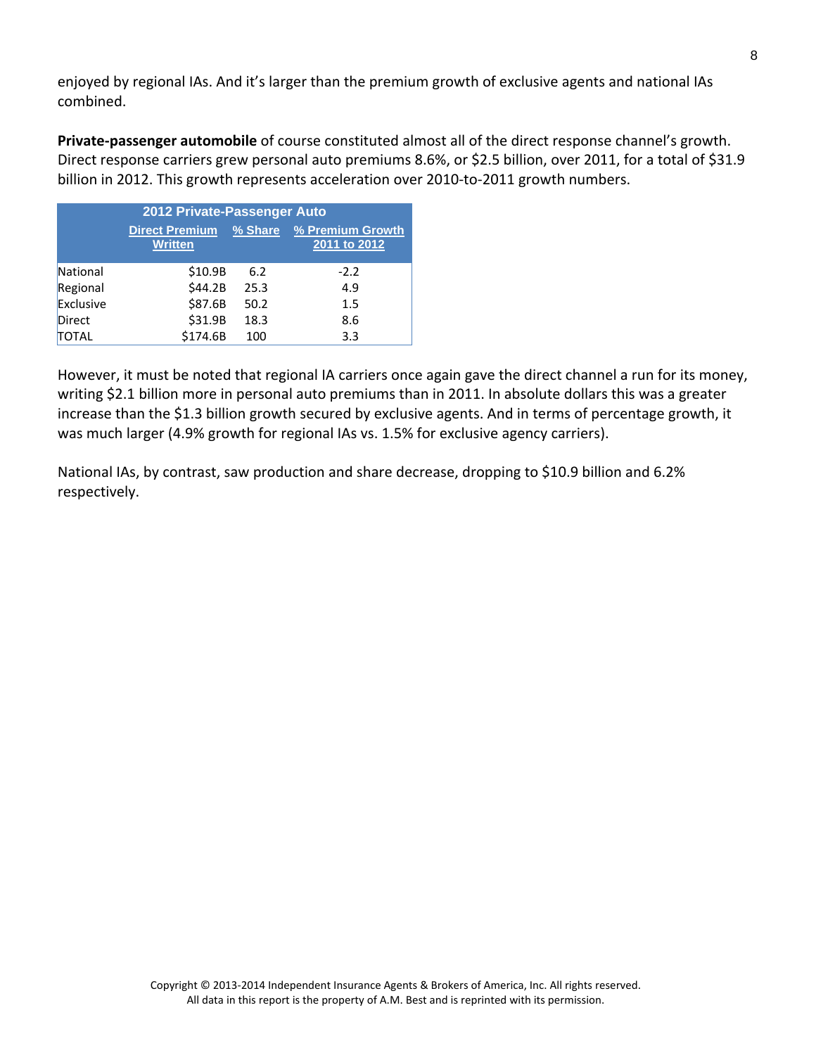enjoyed by regional IAs. And it's larger than the premium growth of exclusive agents and national IAs combined.

**Private-passenger automobile** of course constituted almost all of the direct response channel's growth. Direct response carriers grew personal auto premiums 8.6%, or $2.5 billion, over 2011, for a total of $31.9 billion in 2012. This growth represents acceleration over 2010-to-2011 growth numbers.

| 2012 Private-Passenger Auto | | | |
|---|---|---|---|
| | Direct Premium Written | % Share | % Premium Growth 2011 to 2012 |
| National | $10.9B | 6.2 | -2.2 |
| Regional | $44.2B | 25.3 | 4.9 |
| Exclusive | $87.6B | 50.2 | 1.5 |
| Direct | $31.9B | 18.3 | 8.6 |
| TOTAL | $174.6B | 100 | 3.3 |

However, it must be noted that regional IA carriers once again gave the direct channel a run for its money, writing $2.1 billion more in personal auto premiums than in 2011. In absolute dollars this was a greater increase than the $1.3 billion growth secured by exclusive agents. And in terms of percentage growth, it was much larger (4.9% growth for regional IAs vs. 1.5% for exclusive agency carriers).

National IAs, by contrast, saw production and share decrease, dropping to $10.9 billion and 6.2% respectively.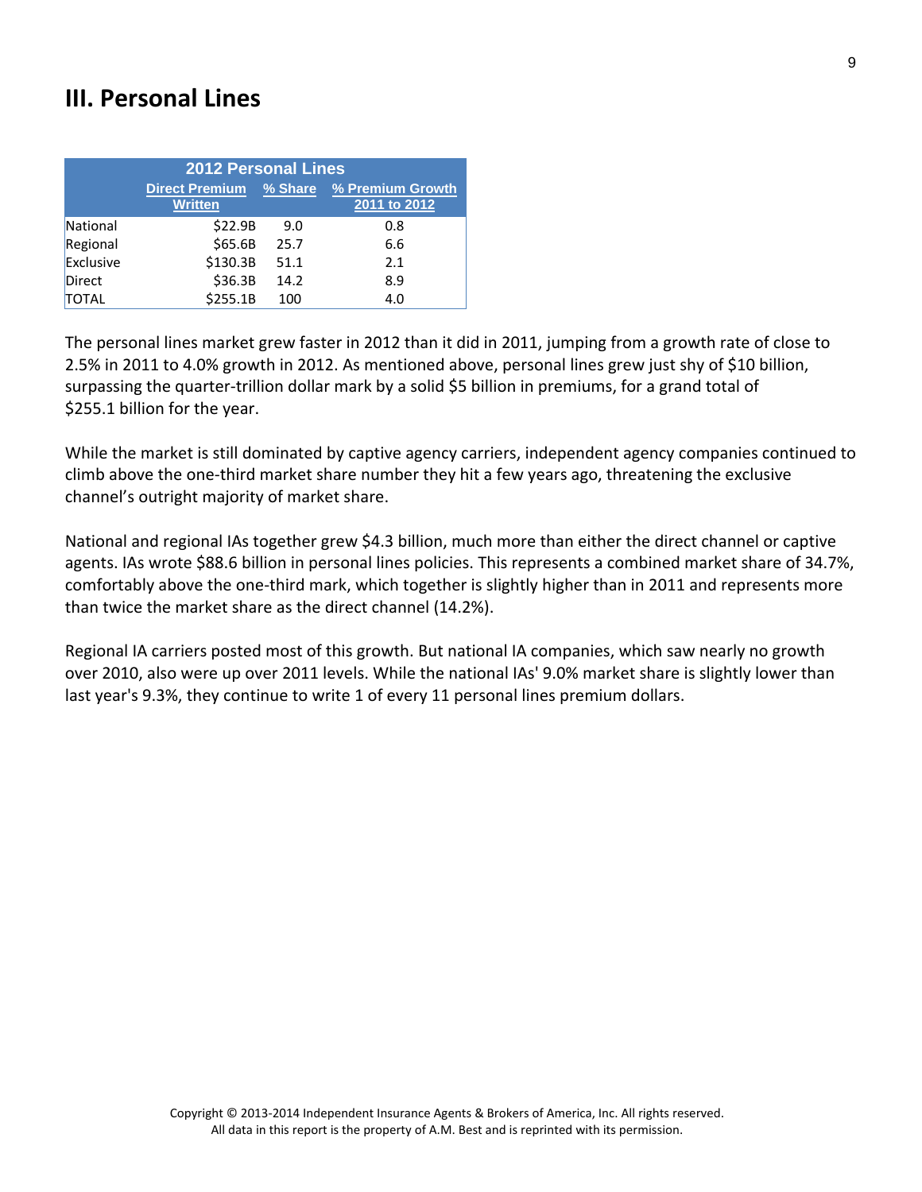# III. Personal Lines

| 2012 Personal Lines | | | |
|---|---|---|---|
| | Direct Premium Written | % Share | % Premium Growth 2011 to 2012 |
| National | $22.9B | 9.0 | 0.8 |
| Regional | $65.6B | 25.7 | 6.6 |
| Exclusive | $130.3B | 51.1 | 2.1 |
| Direct | $36.3B | 14.2 | 8.9 |
| TOTAL | $255.1B | 100 | 4.0 |

The personal lines market grew faster in 2012 than it did in 2011, jumping from a growth rate of close to 2.5% in 2011 to 4.0% growth in 2012. As mentioned above, personal lines grew just shy of $10 billion, surpassing the quarter-trillion dollar mark by a solid $5 billion in premiums, for a grand total of $255.1 billion for the year.

While the market is still dominated by captive agency carriers, independent agency companies continued to climb above the one-third market share number they hit a few years ago, threatening the exclusive channel's outright majority of market share.

National and regional IAs together grew $4.3 billion, much more than either the direct channel or captive agents. IAs wrote $88.6 billion in personal lines policies. This represents a combined market share of 34.7%, comfortably above the one-third mark, which together is slightly higher than in 2011 and represents more than twice the market share as the direct channel (14.2%).

Regional IA carriers posted most of this growth. But national IA companies, which saw nearly no growth over 2010, also were up over 2011 levels. While the national IAs' 9.0% market share is slightly lower than last year's 9.3%, they continue to write 1 of every 11 personal lines premium dollars.

Copyright © 2013-2014 Independent Insurance Agents & Brokers of America, Inc. All rights reserved.
All data in this report is the property of A.M. Best and is reprinted with its permission.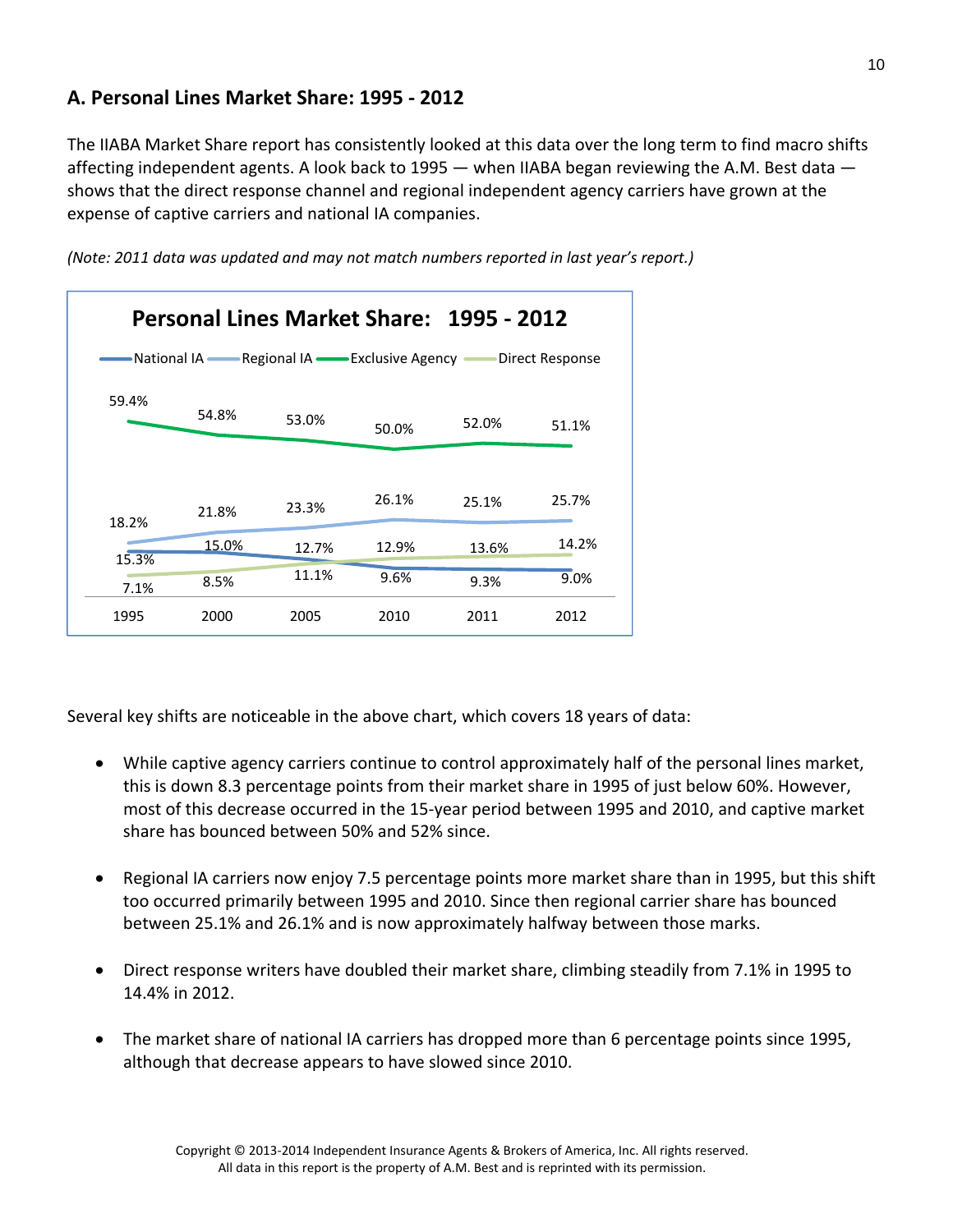## A. Personal Lines Market Share: 1995 - 2012

The IIABA Market Share report has consistently looked at this data over the long term to find macro shifts affecting independent agents. A look back to 1995 — when IIABA began reviewing the A.M. Best data — shows that the direct response channel and regional independent agency carriers have grown at the expense of captive carriers and national IA companies.

*(Note: 2011 data was updated and may not match numbers reported in last year's report.)*

**Personal Lines Market Share: 1995 - 2012**

| | 1995 | 2000 | 2005 | 2010 | 2011 | 2012 |
|---|---|---|---|---|---|---|
| National IA | 15.3% | 15.0% | 12.7% | 9.6% | 9.3% | 9.0% |
| Regional IA | 18.2% | 21.8% | 23.3% | 26.1% | 25.1% | 25.7% |
| Exclusive Agency | 59.4% | 54.8% | 53.0% | 50.0% | 52.0% | 51.1% |
| Direct Response | 7.1% | 8.5% | 11.1% | 12.9% | 13.6% | 14.2% |

Several key shifts are noticeable in the above chart, which covers 18 years of data:

- While captive agency carriers continue to control approximately half of the personal lines market, this is down 8.3 percentage points from their market share in 1995 of just below 60%. However, most of this decrease occurred in the 15-year period between 1995 and 2010, and captive market share has bounced between 50% and 52% since.

- Regional IA carriers now enjoy 7.5 percentage points more market share than in 1995, but this shift too occurred primarily between 1995 and 2010. Since then regional carrier share has bounced between 25.1% and 26.1% and is now approximately halfway between those marks.

- Direct response writers have doubled their market share, climbing steadily from 7.1% in 1995 to 14.4% in 2012.

- The market share of national IA carriers has dropped more than 6 percentage points since 1995, although that decrease appears to have slowed since 2010.

Copyright © 2013-2014 Independent Insurance Agents & Brokers of America, Inc. All rights reserved.
All data in this report is the property of A.M. Best and is reprinted with its permission.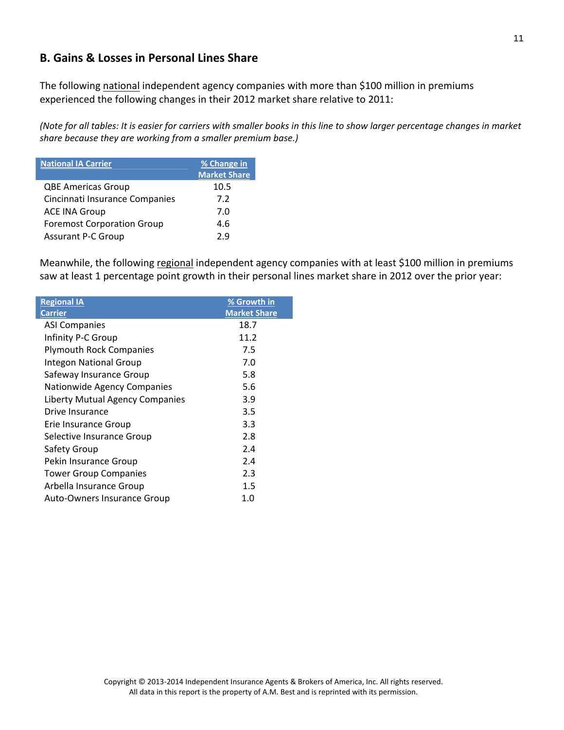## B. Gains & Losses in Personal Lines Share

The following national independent agency companies with more than $100 million in premiums experienced the following changes in their 2012 market share relative to 2011:

*(Note for all tables: It is easier for carriers with smaller books in this line to show larger percentage changes in market share because they are working from a smaller premium base.)*

| National IA Carrier | % Change in Market Share |
|---|---|
| QBE Americas Group | 10.5 |
| Cincinnati Insurance Companies | 7.2 |
| ACE INA Group | 7.0 |
| Foremost Corporation Group | 4.6 |
| Assurant P-C Group | 2.9 |

Meanwhile, the following regional independent agency companies with at least $100 million in premiums saw at least 1 percentage point growth in their personal lines market share in 2012 over the prior year:

| Regional IA Carrier | % Growth in Market Share |
|---|---|
| ASI Companies | 18.7 |
| Infinity P-C Group | 11.2 |
| Plymouth Rock Companies | 7.5 |
| Integon National Group | 7.0 |
| Safeway Insurance Group | 5.8 |
| Nationwide Agency Companies | 5.6 |
| Liberty Mutual Agency Companies | 3.9 |
| Drive Insurance | 3.5 |
| Erie Insurance Group | 3.3 |
| Selective Insurance Group | 2.8 |
| Safety Group | 2.4 |
| Pekin Insurance Group | 2.4 |
| Tower Group Companies | 2.3 |
| Arbella Insurance Group | 1.5 |
| Auto-Owners Insurance Group | 1.0 |

Copyright © 2013-2014 Independent Insurance Agents & Brokers of America, Inc. All rights reserved.
All data in this report is the property of A.M. Best and is reprinted with its permission.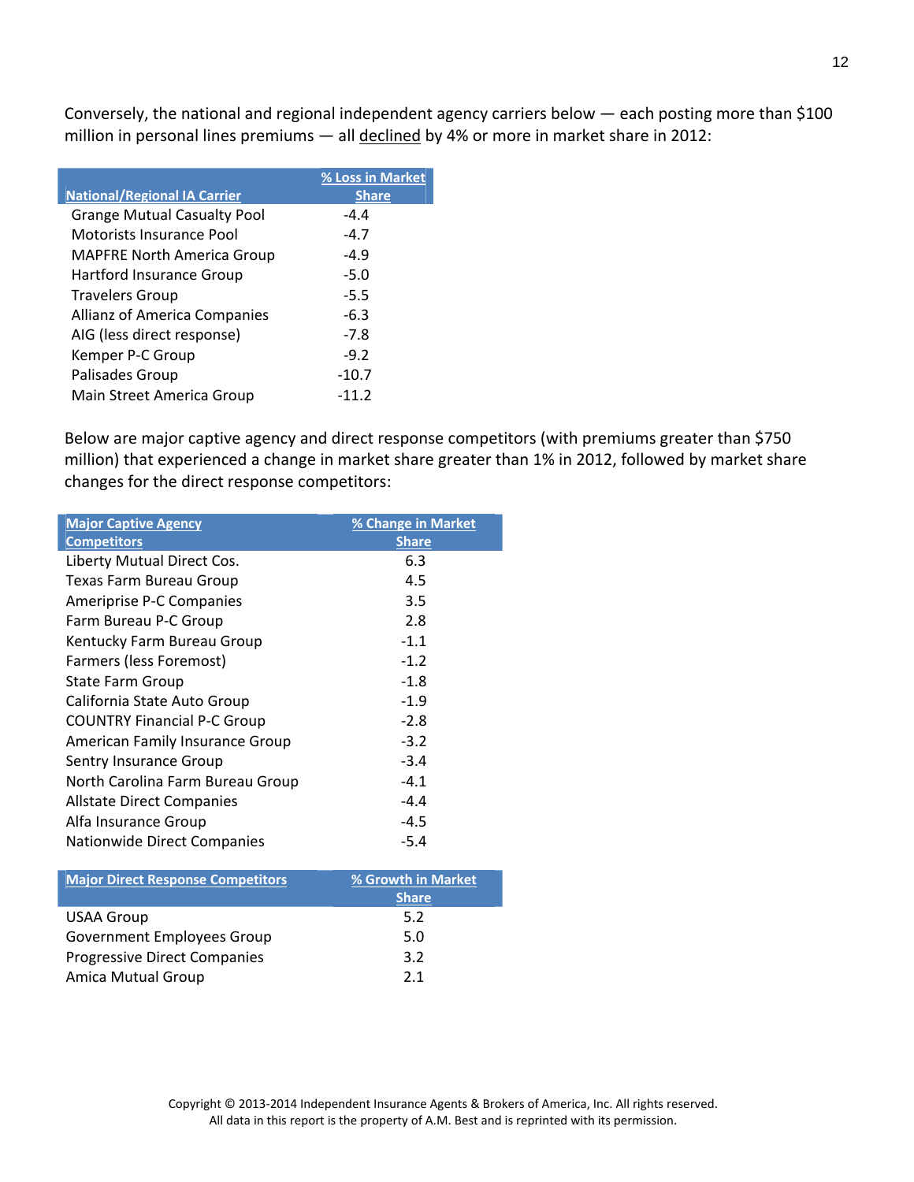Conversely, the national and regional independent agency carriers below — each posting more than $100 million in personal lines premiums — all declined by 4% or more in market share in 2012:

| National/Regional IA Carrier | % Loss in Market Share |
|---|---|
| Grange Mutual Casualty Pool | -4.4 |
| Motorists Insurance Pool | -4.7 |
| MAPFRE North America Group | -4.9 |
| Hartford Insurance Group | -5.0 |
| Travelers Group | -5.5 |
| Allianz of America Companies | -6.3 |
| AIG (less direct response) | -7.8 |
| Kemper P-C Group | -9.2 |
| Palisades Group | -10.7 |
| Main Street America Group | -11.2 |

Below are major captive agency and direct response competitors (with premiums greater than $750 million) that experienced a change in market share greater than 1% in 2012, followed by market share changes for the direct response competitors:

| Major Captive Agency Competitors | % Change in Market Share |
|---|---|
| Liberty Mutual Direct Cos. | 6.3 |
| Texas Farm Bureau Group | 4.5 |
| Ameriprise P-C Companies | 3.5 |
| Farm Bureau P-C Group | 2.8 |
| Kentucky Farm Bureau Group | -1.1 |
| Farmers (less Foremost) | -1.2 |
| State Farm Group | -1.8 |
| California State Auto Group | -1.9 |
| COUNTRY Financial P-C Group | -2.8 |
| American Family Insurance Group | -3.2 |
| Sentry Insurance Group | -3.4 |
| North Carolina Farm Bureau Group | -4.1 |
| Allstate Direct Companies | -4.4 |
| Alfa Insurance Group | -4.5 |
| Nationwide Direct Companies | -5.4 |

| Major Direct Response Competitors | % Growth in Market Share |
|---|---|
| USAA Group | 5.2 |
| Government Employees Group | 5.0 |
| Progressive Direct Companies | 3.2 |
| Amica Mutual Group | 2.1 |

Copyright © 2013-2014 Independent Insurance Agents & Brokers of America, Inc. All rights reserved.
All data in this report is the property of A.M. Best and is reprinted with its permission.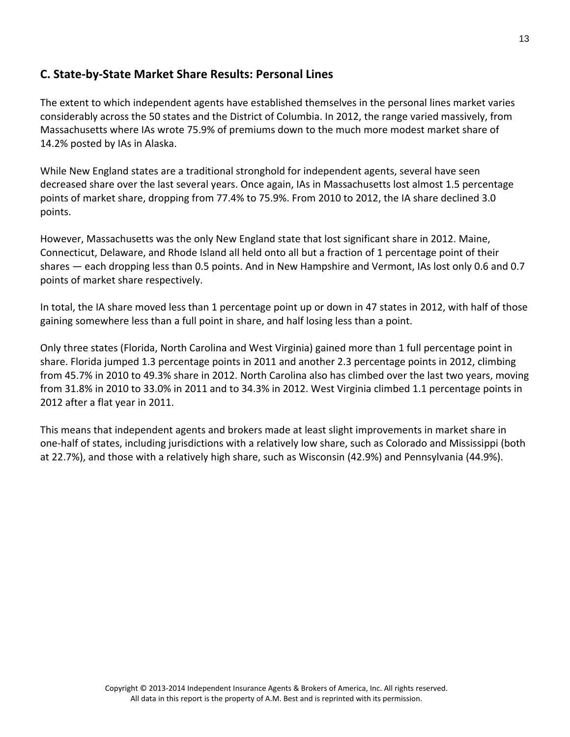## C. State-by-State Market Share Results: Personal Lines

The extent to which independent agents have established themselves in the personal lines market varies considerably across the 50 states and the District of Columbia. In 2012, the range varied massively, from Massachusetts where IAs wrote 75.9% of premiums down to the much more modest market share of 14.2% posted by IAs in Alaska.

While New England states are a traditional stronghold for independent agents, several have seen decreased share over the last several years. Once again, IAs in Massachusetts lost almost 1.5 percentage points of market share, dropping from 77.4% to 75.9%. From 2010 to 2012, the IA share declined 3.0 points.

However, Massachusetts was the only New England state that lost significant share in 2012. Maine, Connecticut, Delaware, and Rhode Island all held onto all but a fraction of 1 percentage point of their shares — each dropping less than 0.5 points. And in New Hampshire and Vermont, IAs lost only 0.6 and 0.7 points of market share respectively.

In total, the IA share moved less than 1 percentage point up or down in 47 states in 2012, with half of those gaining somewhere less than a full point in share, and half losing less than a point.

Only three states (Florida, North Carolina and West Virginia) gained more than 1 full percentage point in share. Florida jumped 1.3 percentage points in 2011 and another 2.3 percentage points in 2012, climbing from 45.7% in 2010 to 49.3% share in 2012. North Carolina also has climbed over the last two years, moving from 31.8% in 2010 to 33.0% in 2011 and to 34.3% in 2012. West Virginia climbed 1.1 percentage points in 2012 after a flat year in 2011.

This means that independent agents and brokers made at least slight improvements in market share in one-half of states, including jurisdictions with a relatively low share, such as Colorado and Mississippi (both at 22.7%), and those with a relatively high share, such as Wisconsin (42.9%) and Pennsylvania (44.9%).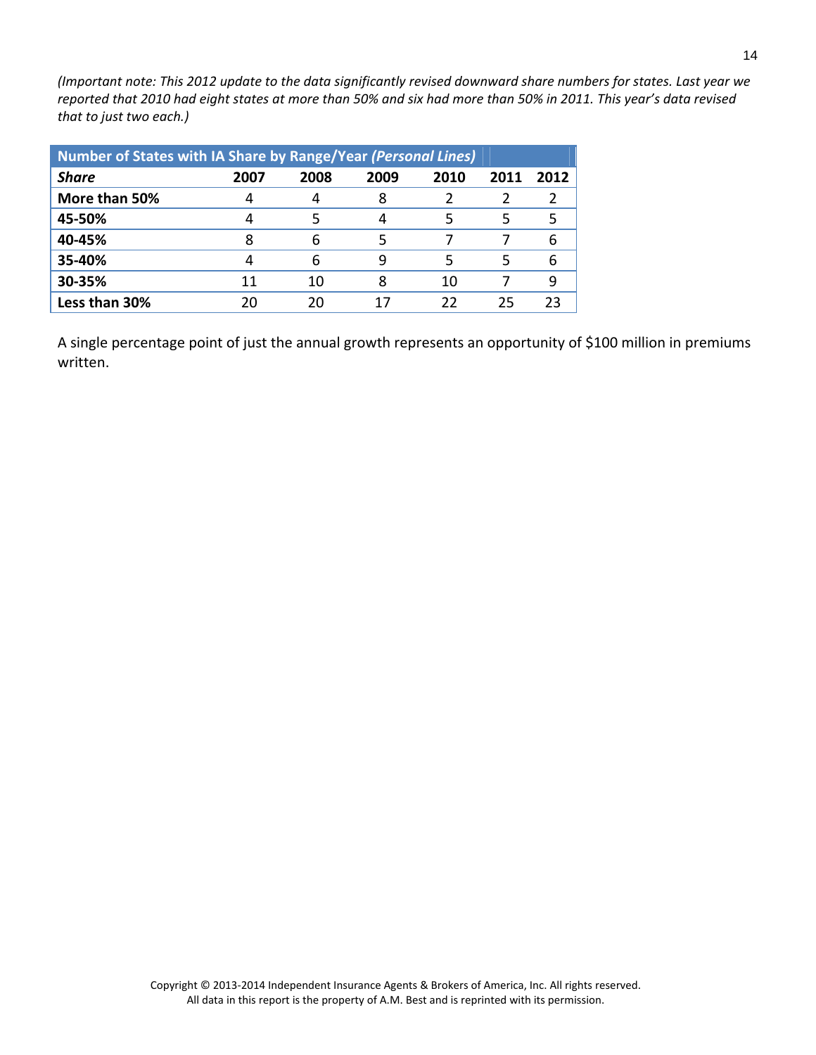*(Important note: This 2012 update to the data significantly revised downward share numbers for states. Last year we reported that 2010 had eight states at more than 50% and six had more than 50% in 2011. This year's data revised that to just two each.)*

| Number of States with IA Share by Range/Year *(Personal Lines)* | | | | | | |
|---|---|---|---|---|---|---|
| ***Share*** | **2007** | **2008** | **2009** | **2010** | **2011** | **2012** |
| **More than 50%** | 4 | 4 | 8 | 2 | 2 | 2 |
| **45-50%** | 4 | 5 | 4 | 5 | 5 | 5 |
| **40-45%** | 8 | 6 | 5 | 7 | 7 | 6 |
| **35-40%** | 4 | 6 | 9 | 5 | 5 | 6 |
| **30-35%** | 11 | 10 | 8 | 10 | 7 | 9 |
| **Less than 30%** | 20 | 20 | 17 | 22 | 25 | 23 |

A single percentage point of just the annual growth represents an opportunity of $100 million in premiums written.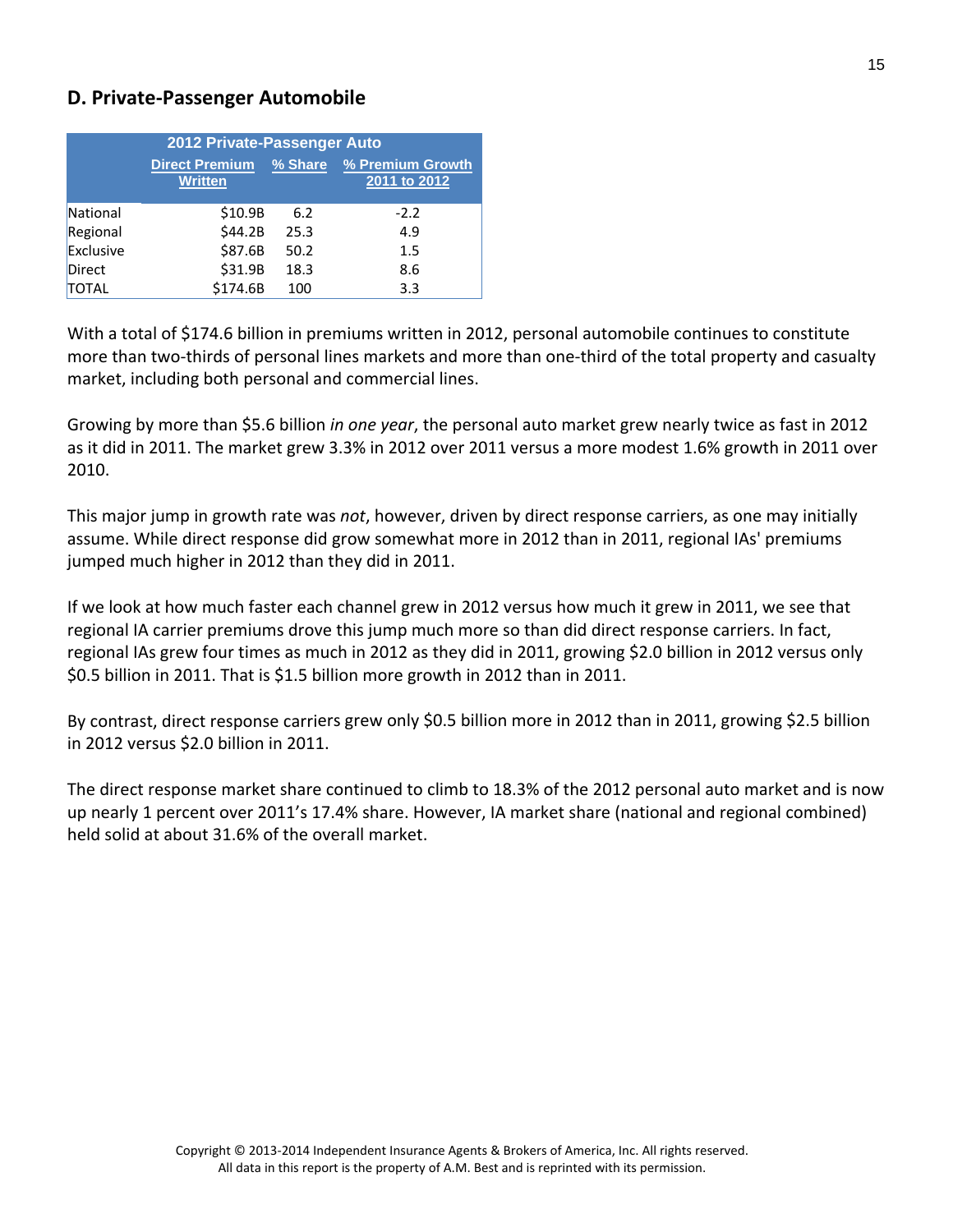## D. Private-Passenger Automobile

| 2012 Private-Passenger Auto | | | |
|---|---|---|---|
| | Direct Premium Written | % Share | % Premium Growth 2011 to 2012 |
| National | $10.9B | 6.2 | -2.2 |
| Regional | $44.2B | 25.3 | 4.9 |
| Exclusive | $87.6B | 50.2 | 1.5 |
| Direct | $31.9B | 18.3 | 8.6 |
| TOTAL | $174.6B | 100 | 3.3 |

With a total of $174.6 billion in premiums written in 2012, personal automobile continues to constitute more than two-thirds of personal lines markets and more than one-third of the total property and casualty market, including both personal and commercial lines.

Growing by more than $5.6 billion *in one year*, the personal auto market grew nearly twice as fast in 2012 as it did in 2011. The market grew 3.3% in 2012 over 2011 versus a more modest 1.6% growth in 2011 over 2010.

This major jump in growth rate was *not*, however, driven by direct response carriers, as one may initially assume. While direct response did grow somewhat more in 2012 than in 2011, regional IAs' premiums jumped much higher in 2012 than they did in 2011.

If we look at how much faster each channel grew in 2012 versus how much it grew in 2011, we see that regional IA carrier premiums drove this jump much more so than did direct response carriers. In fact, regional IAs grew four times as much in 2012 as they did in 2011, growing $2.0 billion in 2012 versus only $0.5 billion in 2011. That is $1.5 billion more growth in 2012 than in 2011.

By contrast, direct response carriers grew only $0.5 billion more in 2012 than in 2011, growing $2.5 billion in 2012 versus $2.0 billion in 2011.

The direct response market share continued to climb to 18.3% of the 2012 personal auto market and is now up nearly 1 percent over 2011's 17.4% share. However, IA market share (national and regional combined) held solid at about 31.6% of the overall market.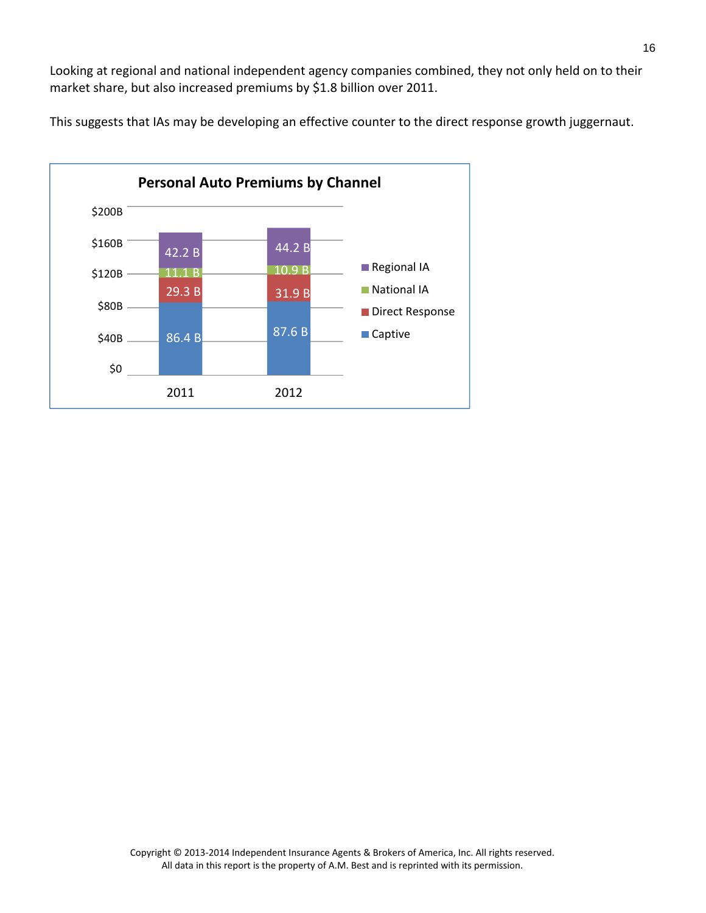Looking at regional and national independent agency companies combined, they not only held on to their market share, but also increased premiums by $1.8 billion over 2011.

This suggests that IAs may be developing an effective counter to the direct response growth juggernaut.

**Personal Auto Premiums by Channel**

| Channel | 2011 | 2012 |
|---|---|---|
| Regional IA | 42.2 B | 44.2 B |
| National IA | 11.1 B | 10.9 B |
| Direct Response | 29.3 B | 31.9 B |
| Captive | 86.4 B | 87.6 B |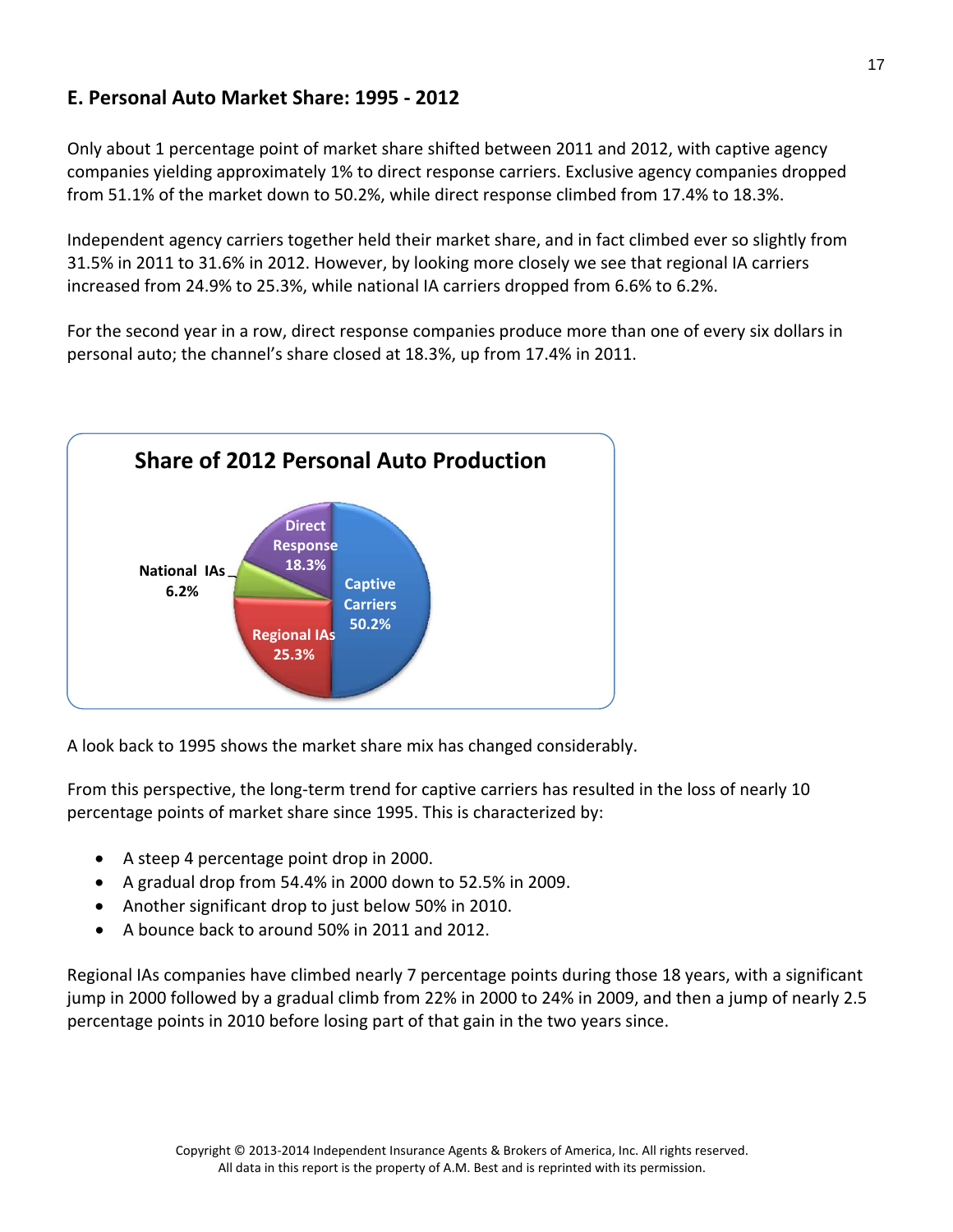## E. Personal Auto Market Share: 1995 - 2012

Only about 1 percentage point of market share shifted between 2011 and 2012, with captive agency companies yielding approximately 1% to direct response carriers. Exclusive agency companies dropped from 51.1% of the market down to 50.2%, while direct response climbed from 17.4% to 18.3%.

Independent agency carriers together held their market share, and in fact climbed ever so slightly from 31.5% in 2011 to 31.6% in 2012. However, by looking more closely we see that regional IA carriers increased from 24.9% to 25.3%, while national IA carriers dropped from 6.6% to 6.2%.

For the second year in a row, direct response companies produce more than one of every six dollars in personal auto; the channel's share closed at 18.3%, up from 17.4% in 2011.

**Share of 2012 Personal Auto Production**

| Channel | Share |
|---|---|
| Captive Carriers | 50.2% |
| Regional IAs | 25.3% |
| National IAs | 6.2% |
| Direct Response | 18.3% |

A look back to 1995 shows the market share mix has changed considerably.

From this perspective, the long-term trend for captive carriers has resulted in the loss of nearly 10 percentage points of market share since 1995. This is characterized by:

- A steep 4 percentage point drop in 2000.
- A gradual drop from 54.4% in 2000 down to 52.5% in 2009.
- Another significant drop to just below 50% in 2010.
- A bounce back to around 50% in 2011 and 2012.

Regional IAs companies have climbed nearly 7 percentage points during those 18 years, with a significant jump in 2000 followed by a gradual climb from 22% in 2000 to 24% in 2009, and then a jump of nearly 2.5 percentage points in 2010 before losing part of that gain in the two years since.

Copyright © 2013-2014 Independent Insurance Agents & Brokers of America, Inc. All rights reserved.
All data in this report is the property of A.M. Best and is reprinted with its permission.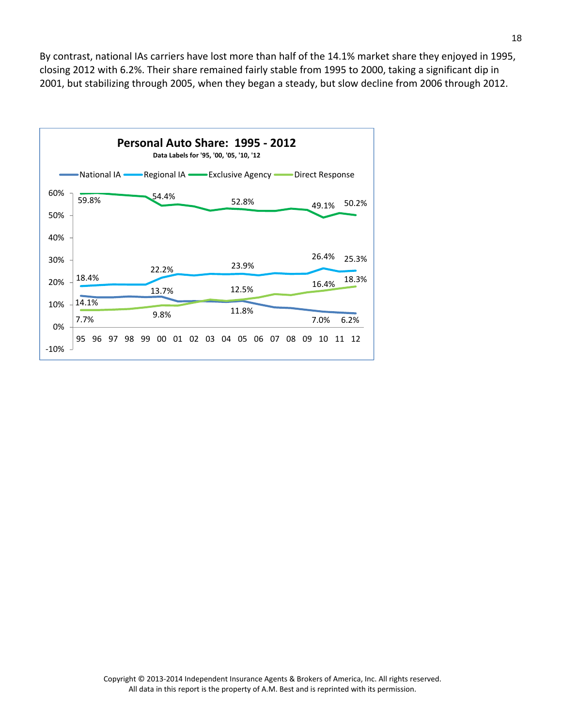By contrast, national IAs carriers have lost more than half of the 14.1% market share they enjoyed in 1995, closing 2012 with 6.2%. Their share remained fairly stable from 1995 to 2000, taking a significant dip in 2001, but stabilizing through 2005, when they began a steady, but slow decline from 2006 through 2012.

**Personal Auto Share: 1995 - 2012**

Data Labels for '95, '00, '05, '10, '12

| | 95 | 00 | 05 | 10 | 12 |
|---|---|---|---|---|---|
| National IA | 14.1% | 13.7% | 11.8% | 7.0% | 6.2% |
| Regional IA | 18.4% | 22.2% | 23.9% | 26.4% | 25.3% |
| Exclusive Agency | 59.8% | 54.4% | 52.8% | 49.1% | 50.2% |
| Direct Response | 7.7% | 9.8% | 12.5% | 16.4% | 18.3% |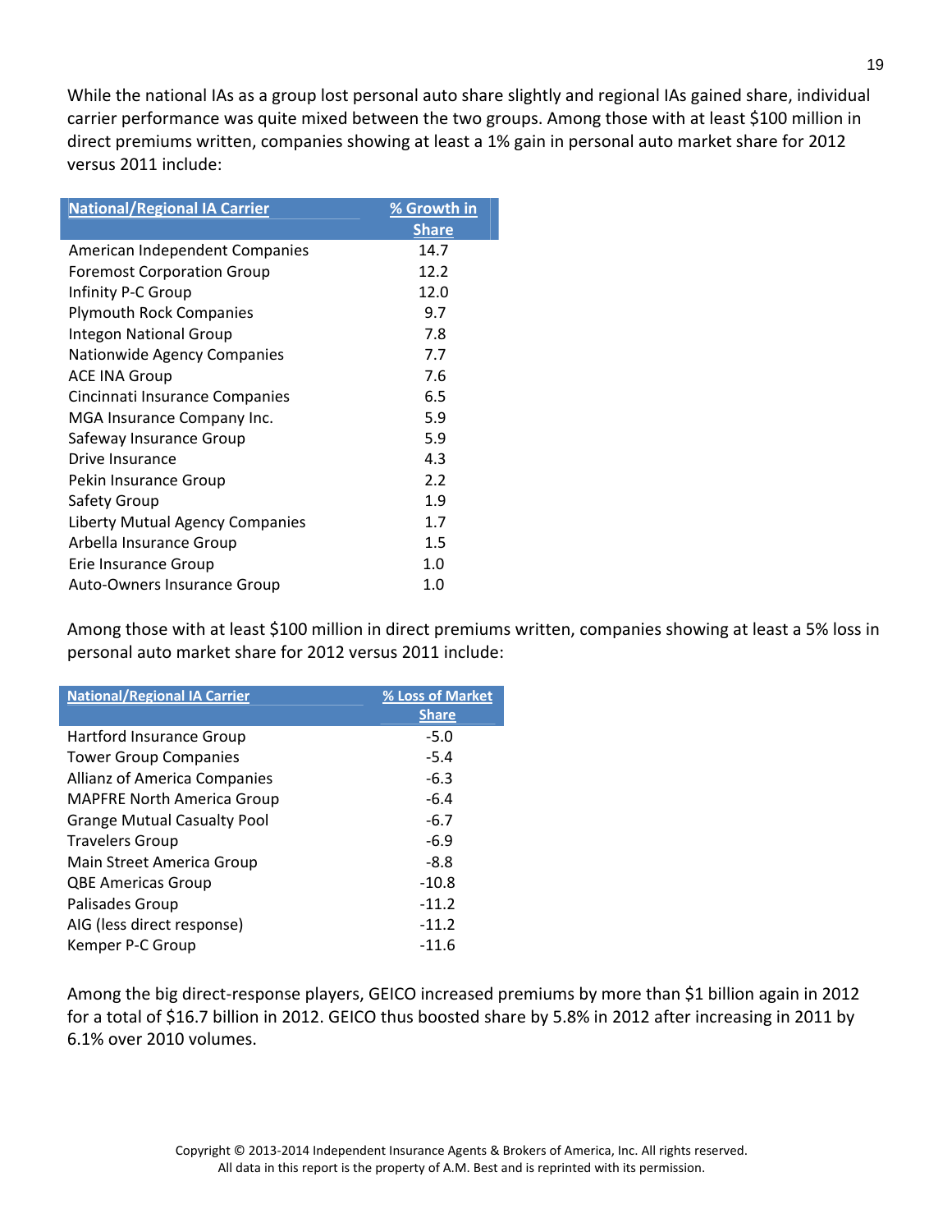While the national IAs as a group lost personal auto share slightly and regional IAs gained share, individual carrier performance was quite mixed between the two groups. Among those with at least $100 million in direct premiums written, companies showing at least a 1% gain in personal auto market share for 2012 versus 2011 include:

| National/Regional IA Carrier | % Growth in Share |
|---|---|
| American Independent Companies | 14.7 |
| Foremost Corporation Group | 12.2 |
| Infinity P-C Group | 12.0 |
| Plymouth Rock Companies | 9.7 |
| Integon National Group | 7.8 |
| Nationwide Agency Companies | 7.7 |
| ACE INA Group | 7.6 |
| Cincinnati Insurance Companies | 6.5 |
| MGA Insurance Company Inc. | 5.9 |
| Safeway Insurance Group | 5.9 |
| Drive Insurance | 4.3 |
| Pekin Insurance Group | 2.2 |
| Safety Group | 1.9 |
| Liberty Mutual Agency Companies | 1.7 |
| Arbella Insurance Group | 1.5 |
| Erie Insurance Group | 1.0 |
| Auto-Owners Insurance Group | 1.0 |

Among those with at least $100 million in direct premiums written, companies showing at least a 5% loss in personal auto market share for 2012 versus 2011 include:

| National/Regional IA Carrier | % Loss of Market Share |
|---|---|
| Hartford Insurance Group | -5.0 |
| Tower Group Companies | -5.4 |
| Allianz of America Companies | -6.3 |
| MAPFRE North America Group | -6.4 |
| Grange Mutual Casualty Pool | -6.7 |
| Travelers Group | -6.9 |
| Main Street America Group | -8.8 |
| QBE Americas Group | -10.8 |
| Palisades Group | -11.2 |
| AIG (less direct response) | -11.2 |
| Kemper P-C Group | -11.6 |

Among the big direct-response players, GEICO increased premiums by more than $1 billion again in 2012 for a total of $16.7 billion in 2012. GEICO thus boosted share by 5.8% in 2012 after increasing in 2011 by 6.1% over 2010 volumes.

Copyright © 2013-2014 Independent Insurance Agents & Brokers of America, Inc. All rights reserved.
All data in this report is the property of A.M. Best and is reprinted with its permission.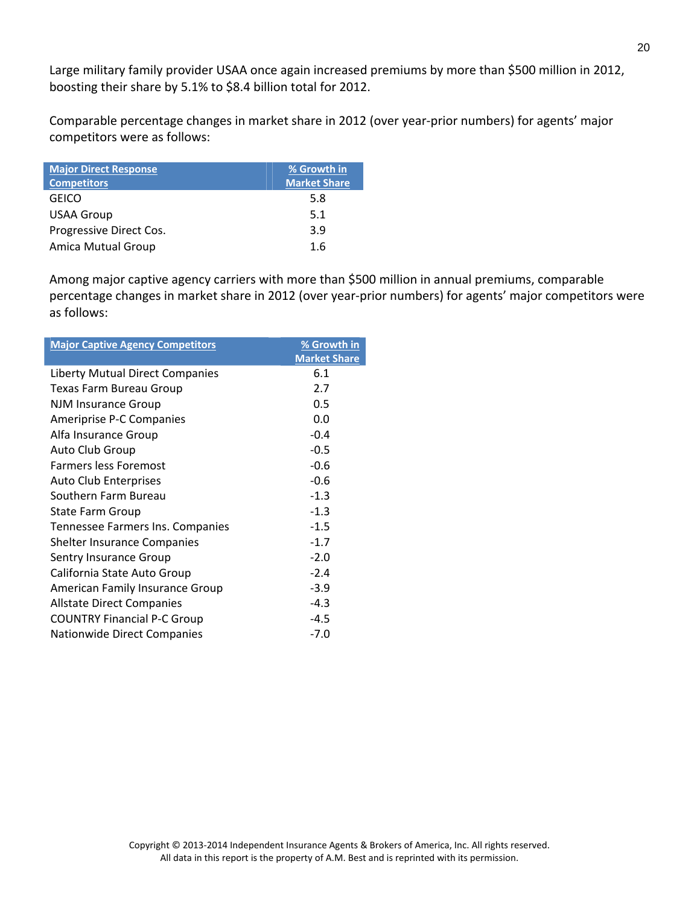Large military family provider USAA once again increased premiums by more than $500 million in 2012, boosting their share by 5.1% to $8.4 billion total for 2012.

Comparable percentage changes in market share in 2012 (over year-prior numbers) for agents' major competitors were as follows:

| Major Direct Response Competitors | % Growth in Market Share |
| --- | --- |
| GEICO | 5.8 |
| USAA Group | 5.1 |
| Progressive Direct Cos. | 3.9 |
| Amica Mutual Group | 1.6 |

Among major captive agency carriers with more than $500 million in annual premiums, comparable percentage changes in market share in 2012 (over year-prior numbers) for agents' major competitors were as follows:

| Major Captive Agency Competitors | % Growth in Market Share |
| --- | --- |
| Liberty Mutual Direct Companies | 6.1 |
| Texas Farm Bureau Group | 2.7 |
| NJM Insurance Group | 0.5 |
| Ameriprise P-C Companies | 0.0 |
| Alfa Insurance Group | -0.4 |
| Auto Club Group | -0.5 |
| Farmers less Foremost | -0.6 |
| Auto Club Enterprises | -0.6 |
| Southern Farm Bureau | -1.3 |
| State Farm Group | -1.3 |
| Tennessee Farmers Ins. Companies | -1.5 |
| Shelter Insurance Companies | -1.7 |
| Sentry Insurance Group | -2.0 |
| California State Auto Group | -2.4 |
| American Family Insurance Group | -3.9 |
| Allstate Direct Companies | -4.3 |
| COUNTRY Financial P-C Group | -4.5 |
| Nationwide Direct Companies | -7.0 |

Copyright © 2013-2014 Independent Insurance Agents & Brokers of America, Inc. All rights reserved.
All data in this report is the property of A.M. Best and is reprinted with its permission.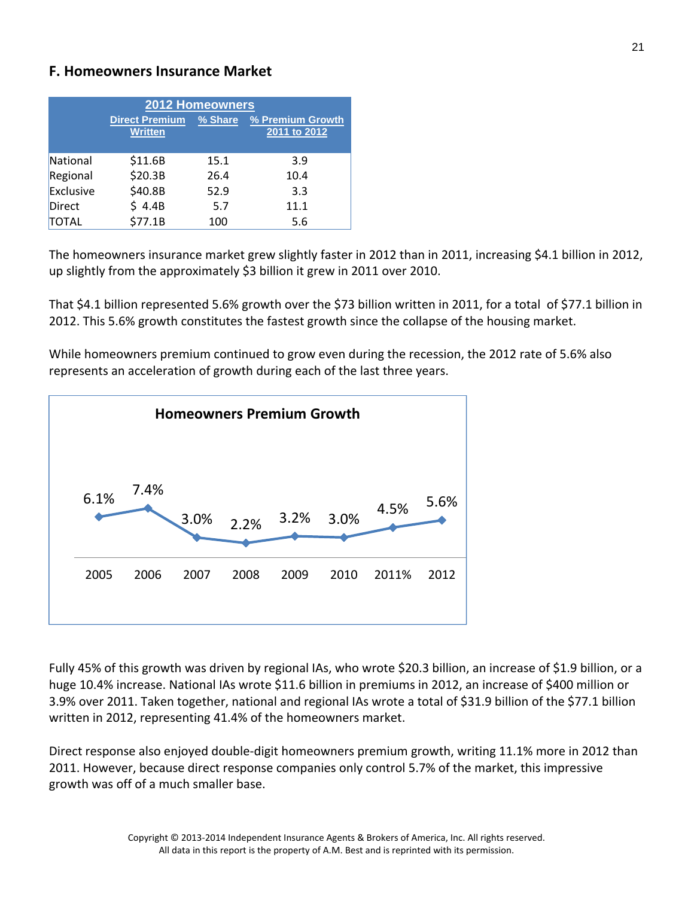## F. Homeowners Insurance Market

| 2012 Homeowners | Direct Premium Written | % Share | % Premium Growth 2011 to 2012 |
|---|---|---|---|
| National | $11.6B | 15.1 | 3.9 |
| Regional | $20.3B | 26.4 | 10.4 |
| Exclusive | $40.8B | 52.9 | 3.3 |
| Direct | $ 4.4B | 5.7 | 11.1 |
| TOTAL | $77.1B | 100 | 5.6 |

The homeowners insurance market grew slightly faster in 2012 than in 2011, increasing $4.1 billion in 2012, up slightly from the approximately $3 billion it grew in 2011 over 2010.

That $4.1 billion represented 5.6% growth over the $73 billion written in 2011, for a total of $77.1 billion in 2012. This 5.6% growth constitutes the fastest growth since the collapse of the housing market.

While homeowners premium continued to grow even during the recession, the 2012 rate of 5.6% also represents an acceleration of growth during each of the last three years.

**Homeowners Premium Growth**

| 2005 | 2006 | 2007 | 2008 | 2009 | 2010 | 2011% | 2012 |
|---|---|---|---|---|---|---|---|
| 6.1% | 7.4% | 3.0% | 2.2% | 3.2% | 3.0% | 4.5% | 5.6% |

Fully 45% of this growth was driven by regional IAs, who wrote $20.3 billion, an increase of $1.9 billion, or a huge 10.4% increase. National IAs wrote $11.6 billion in premiums in 2012, an increase of $400 million or 3.9% over 2011. Taken together, national and regional IAs wrote a total of $31.9 billion of the $77.1 billion written in 2012, representing 41.4% of the homeowners market.

Direct response also enjoyed double-digit homeowners premium growth, writing 11.1% more in 2012 than 2011. However, because direct response companies only control 5.7% of the market, this impressive growth was off of a much smaller base.

Copyright © 2013-2014 Independent Insurance Agents & Brokers of America, Inc. All rights reserved.
All data in this report is the property of A.M. Best and is reprinted with its permission.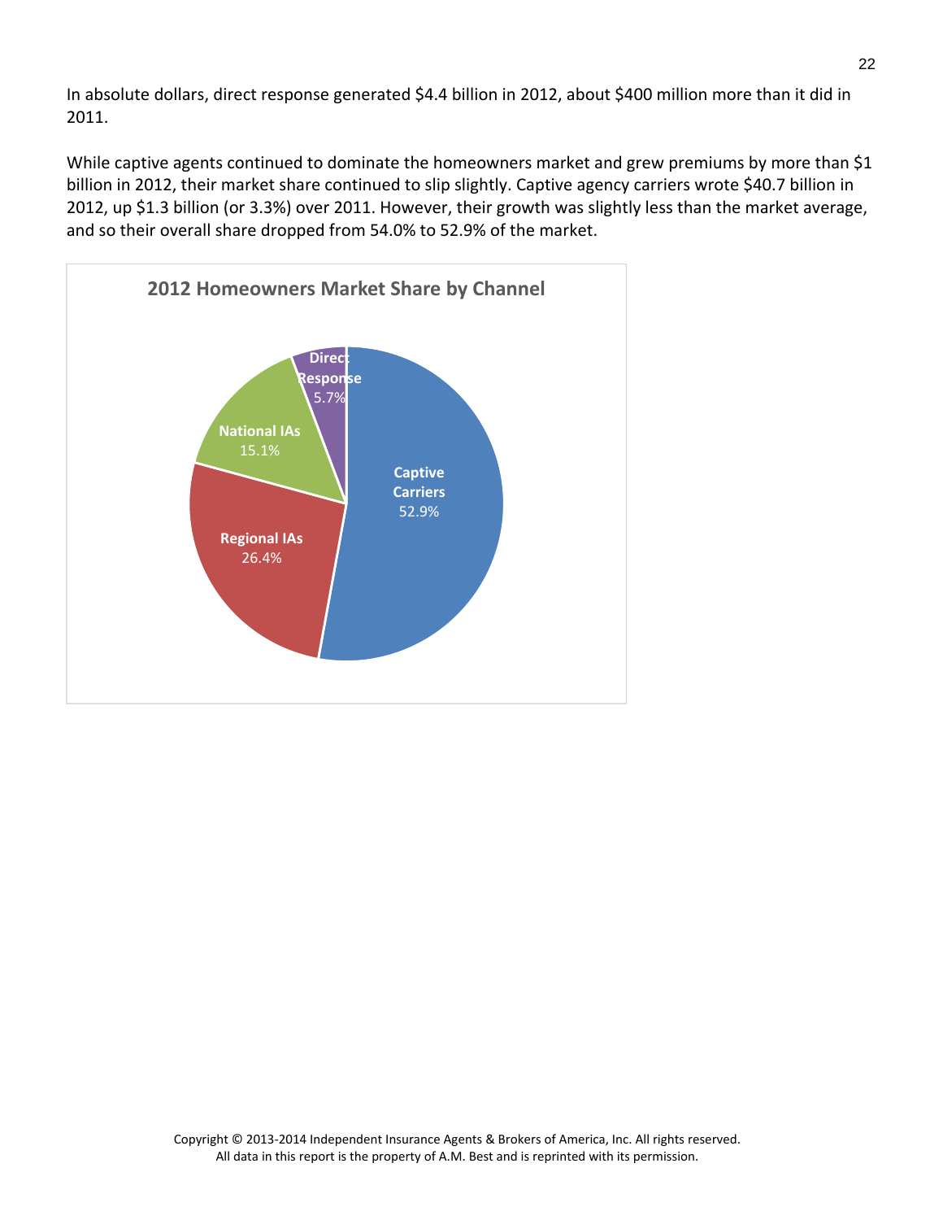In absolute dollars, direct response generated $4.4 billion in 2012, about $400 million more than it did in 2011.

While captive agents continued to dominate the homeowners market and grew premiums by more than $1 billion in 2012, their market share continued to slip slightly. Captive agency carriers wrote $40.7 billion in 2012, up $1.3 billion (or 3.3%) over 2011. However, their growth was slightly less than the market average, and so their overall share dropped from 54.0% to 52.9% of the market.

**2012 Homeowners Market Share by Channel**

| Channel | Share |
|---|---|
| Captive Carriers | 52.9% |
| Regional IAs | 26.4% |
| National IAs | 15.1% |
| Direct Response | 5.7% |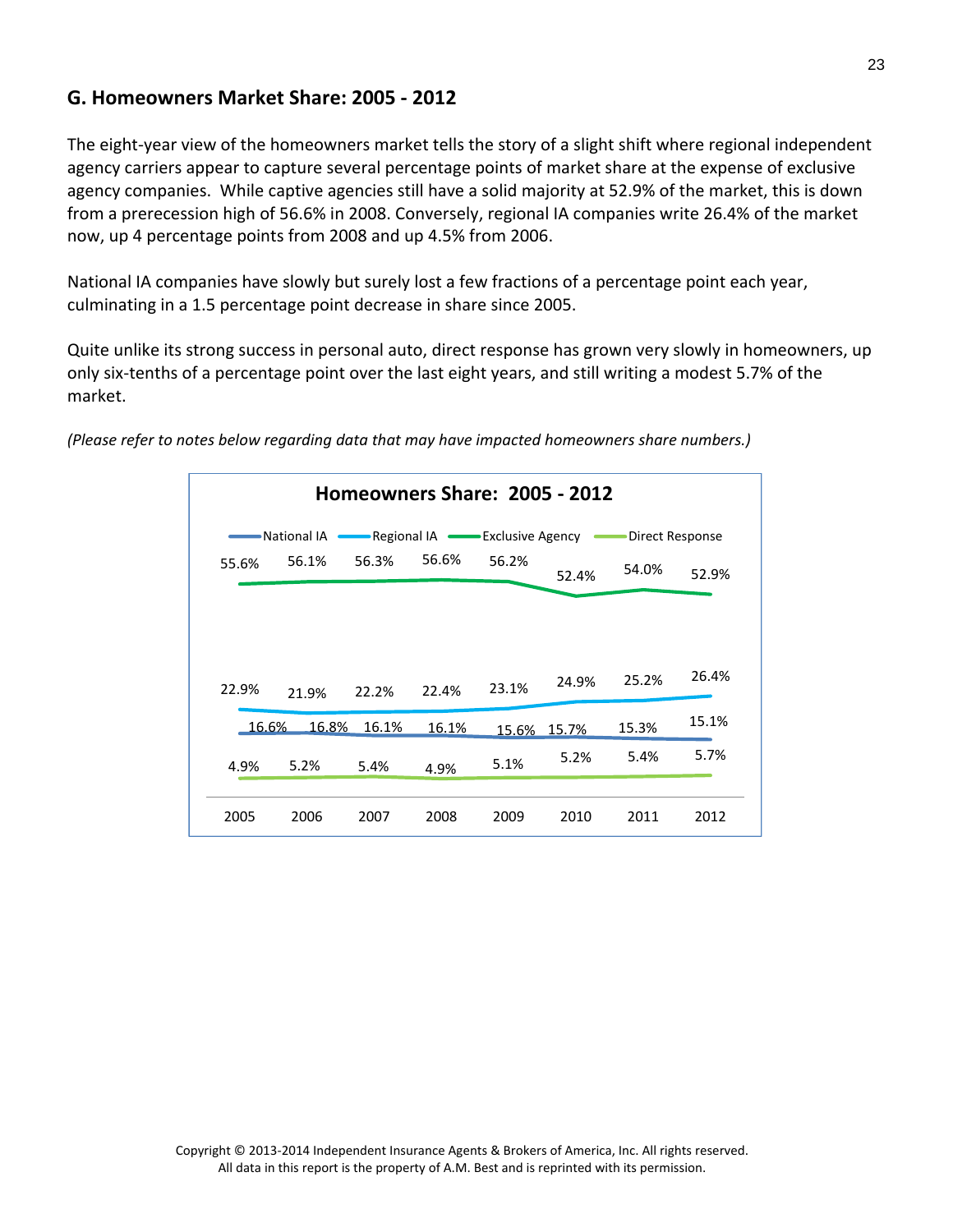## G. Homeowners Market Share: 2005 - 2012

The eight-year view of the homeowners market tells the story of a slight shift where regional independent agency carriers appear to capture several percentage points of market share at the expense of exclusive agency companies. While captive agencies still have a solid majority at 52.9% of the market, this is down from a prerecession high of 56.6% in 2008. Conversely, regional IA companies write 26.4% of the market now, up 4 percentage points from 2008 and up 4.5% from 2006.

National IA companies have slowly but surely lost a few fractions of a percentage point each year, culminating in a 1.5 percentage point decrease in share since 2005.

Quite unlike its strong success in personal auto, direct response has grown very slowly in homeowners, up only six-tenths of a percentage point over the last eight years, and still writing a modest 5.7% of the market.

*(Please refer to notes below regarding data that may have impacted homeowners share numbers.)*

**Homeowners Share: 2005 - 2012**

| | 2005 | 2006 | 2007 | 2008 | 2009 | 2010 | 2011 | 2012 |
|---|---|---|---|---|---|---|---|---|
| National IA | 16.6% | 16.8% | 16.1% | 16.1% | 15.6% | 15.7% | 15.3% | 15.1% |
| Regional IA | 22.9% | 21.9% | 22.2% | 22.4% | 23.1% | 24.9% | 25.2% | 26.4% |
| Exclusive Agency | 55.6% | 56.1% | 56.3% | 56.6% | 56.2% | 52.4% | 54.0% | 52.9% |
| Direct Response | 4.9% | 5.2% | 5.4% | 4.9% | 5.1% | 5.2% | 5.4% | 5.7% |

Copyright © 2013-2014 Independent Insurance Agents & Brokers of America, Inc. All rights reserved.
All data in this report is the property of A.M. Best and is reprinted with its permission.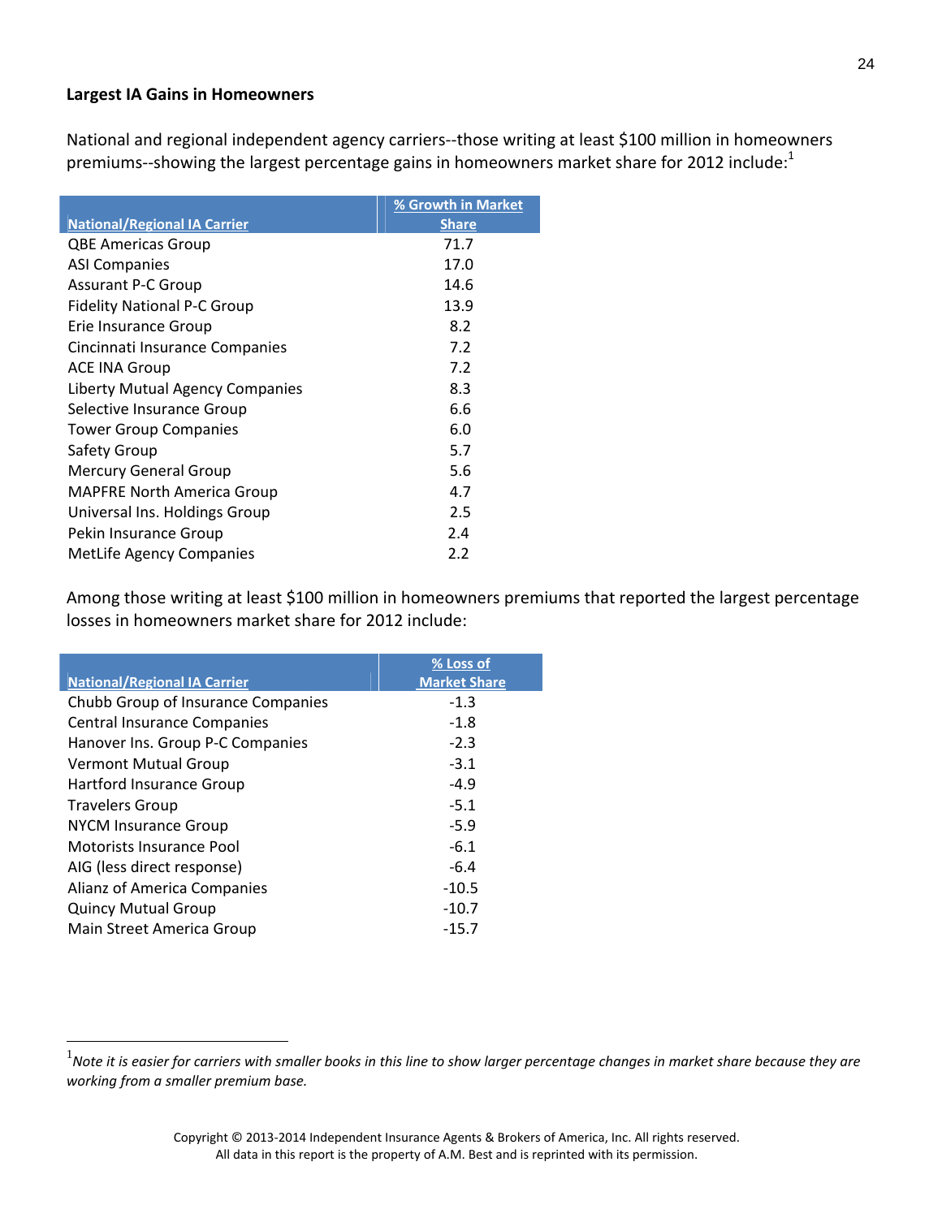**Largest IA Gains in Homeowners**

National and regional independent agency carriers--those writing at least $100 million in homeowners premiums--showing the largest percentage gains in homeowners market share for 2012 include:[1]

| National/Regional IA Carrier | % Growth in Market Share |
|---|---|
| QBE Americas Group | 71.7 |
| ASI Companies | 17.0 |
| Assurant P-C Group | 14.6 |
| Fidelity National P-C Group | 13.9 |
| Erie Insurance Group | 8.2 |
| Cincinnati Insurance Companies | 7.2 |
| ACE INA Group | 7.2 |
| Liberty Mutual Agency Companies | 8.3 |
| Selective Insurance Group | 6.6 |
| Tower Group Companies | 6.0 |
| Safety Group | 5.7 |
| Mercury General Group | 5.6 |
| MAPFRE North America Group | 4.7 |
| Universal Ins. Holdings Group | 2.5 |
| Pekin Insurance Group | 2.4 |
| MetLife Agency Companies | 2.2 |

Among those writing at least $100 million in homeowners premiums that reported the largest percentage losses in homeowners market share for 2012 include:

| National/Regional IA Carrier | % Loss of Market Share |
|---|---|
| Chubb Group of Insurance Companies | -1.3 |
| Central Insurance Companies | -1.8 |
| Hanover Ins. Group P-C Companies | -2.3 |
| Vermont Mutual Group | -3.1 |
| Hartford Insurance Group | -4.9 |
| Travelers Group | -5.1 |
| NYCM Insurance Group | -5.9 |
| Motorists Insurance Pool | -6.1 |
| AIG (less direct response) | -6.4 |
| Alianz of America Companies | -10.5 |
| Quincy Mutual Group | -10.7 |
| Main Street America Group | -15.7 |

[1] *Note it is easier for carriers with smaller books in this line to show larger percentage changes in market share because they are working from a smaller premium base.*

Copyright © 2013-2014 Independent Insurance Agents & Brokers of America, Inc. All rights reserved.
All data in this report is the property of A.M. Best and is reprinted with its permission.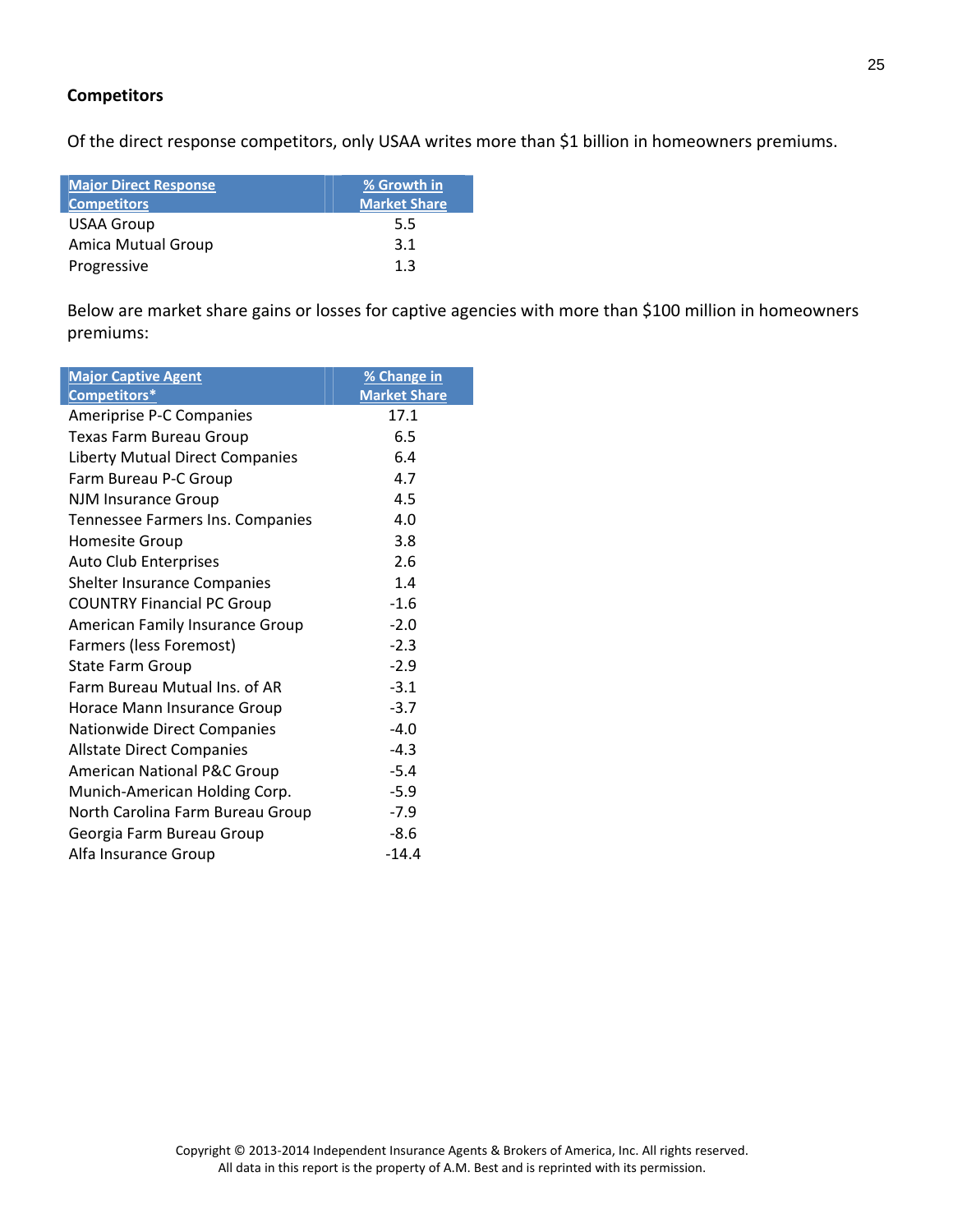**Competitors**

Of the direct response competitors, only USAA writes more than $1 billion in homeowners premiums.

| Major Direct Response Competitors | % Growth in Market Share |
|---|---|
| USAA Group | 5.5 |
| Amica Mutual Group | 3.1 |
| Progressive | 1.3 |

Below are market share gains or losses for captive agencies with more than $100 million in homeowners premiums:

| Major Captive Agent Competitors* | % Change in Market Share |
|---|---|
| Ameriprise P-C Companies | 17.1 |
| Texas Farm Bureau Group | 6.5 |
| Liberty Mutual Direct Companies | 6.4 |
| Farm Bureau P-C Group | 4.7 |
| NJM Insurance Group | 4.5 |
| Tennessee Farmers Ins. Companies | 4.0 |
| Homesite Group | 3.8 |
| Auto Club Enterprises | 2.6 |
| Shelter Insurance Companies | 1.4 |
| COUNTRY Financial PC Group | -1.6 |
| American Family Insurance Group | -2.0 |
| Farmers (less Foremost) | -2.3 |
| State Farm Group | -2.9 |
| Farm Bureau Mutual Ins. of AR | -3.1 |
| Horace Mann Insurance Group | -3.7 |
| Nationwide Direct Companies | -4.0 |
| Allstate Direct Companies | -4.3 |
| American National P&C Group | -5.4 |
| Munich-American Holding Corp. | -5.9 |
| North Carolina Farm Bureau Group | -7.9 |
| Georgia Farm Bureau Group | -8.6 |
| Alfa Insurance Group | -14.4 |

Copyright © 2013-2014 Independent Insurance Agents & Brokers of America, Inc. All rights reserved.
All data in this report is the property of A.M. Best and is reprinted with its permission.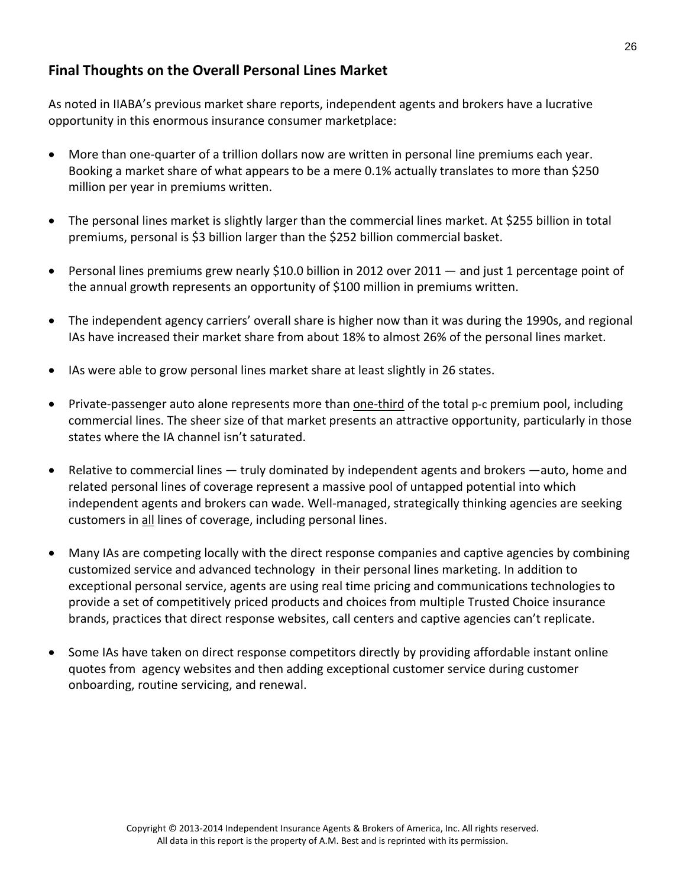## Final Thoughts on the Overall Personal Lines Market

As noted in IIABA's previous market share reports, independent agents and brokers have a lucrative opportunity in this enormous insurance consumer marketplace:

- More than one-quarter of a trillion dollars now are written in personal line premiums each year. Booking a market share of what appears to be a mere 0.1% actually translates to more than $250 million per year in premiums written.
- The personal lines market is slightly larger than the commercial lines market. At $255 billion in total premiums, personal is $3 billion larger than the $252 billion commercial basket.
- Personal lines premiums grew nearly $10.0 billion in 2012 over 2011 — and just 1 percentage point of the annual growth represents an opportunity of $100 million in premiums written.
- The independent agency carriers' overall share is higher now than it was during the 1990s, and regional IAs have increased their market share from about 18% to almost 26% of the personal lines market.
- IAs were able to grow personal lines market share at least slightly in 26 states.
- Private-passenger auto alone represents more than <u>one-third</u> of the total p-c premium pool, including commercial lines. The sheer size of that market presents an attractive opportunity, particularly in those states where the IA channel isn't saturated.
- Relative to commercial lines — truly dominated by independent agents and brokers —auto, home and related personal lines of coverage represent a massive pool of untapped potential into which independent agents and brokers can wade. Well-managed, strategically thinking agencies are seeking customers in <u>all</u> lines of coverage, including personal lines.
- Many IAs are competing locally with the direct response companies and captive agencies by combining customized service and advanced technology in their personal lines marketing. In addition to exceptional personal service, agents are using real time pricing and communications technologies to provide a set of competitively priced products and choices from multiple Trusted Choice insurance brands, practices that direct response websites, call centers and captive agencies can't replicate.
- Some IAs have taken on direct response competitors directly by providing affordable instant online quotes from agency websites and then adding exceptional customer service during customer onboarding, routine servicing, and renewal.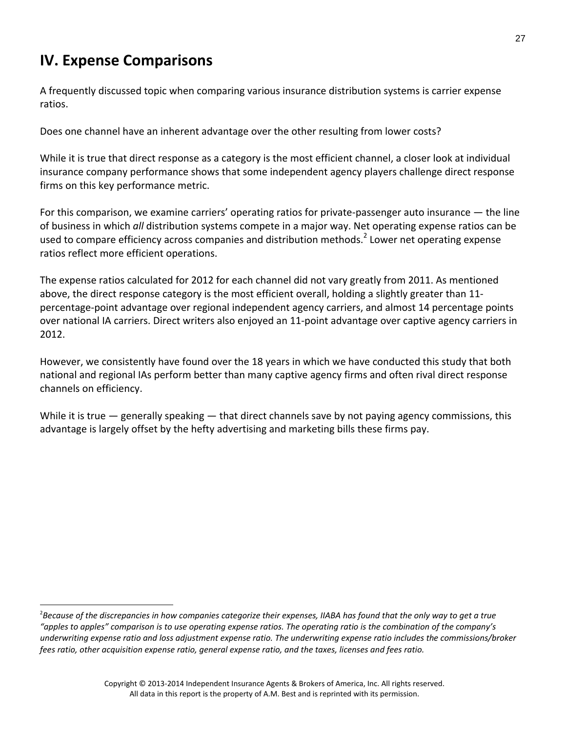## IV. Expense Comparisons

A frequently discussed topic when comparing various insurance distribution systems is carrier expense ratios.

Does one channel have an inherent advantage over the other resulting from lower costs?

While it is true that direct response as a category is the most efficient channel, a closer look at individual insurance company performance shows that some independent agency players challenge direct response firms on this key performance metric.

For this comparison, we examine carriers' operating ratios for private-passenger auto insurance — the line of business in which *all* distribution systems compete in a major way. Net operating expense ratios can be used to compare efficiency across companies and distribution methods.[2] Lower net operating expense ratios reflect more efficient operations.

The expense ratios calculated for 2012 for each channel did not vary greatly from 2011. As mentioned above, the direct response category is the most efficient overall, holding a slightly greater than 11-percentage-point advantage over regional independent agency carriers, and almost 14 percentage points over national IA carriers. Direct writers also enjoyed an 11-point advantage over captive agency carriers in 2012.

However, we consistently have found over the 18 years in which we have conducted this study that both national and regional IAs perform better than many captive agency firms and often rival direct response channels on efficiency.

While it is true — generally speaking — that direct channels save by not paying agency commissions, this advantage is largely offset by the hefty advertising and marketing bills these firms pay.

---

[2]*Because of the discrepancies in how companies categorize their expenses, IIABA has found that the only way to get a true "apples to apples" comparison is to use operating expense ratios. The operating ratio is the combination of the company's underwriting expense ratio and loss adjustment expense ratio. The underwriting expense ratio includes the commissions/broker fees ratio, other acquisition expense ratio, general expense ratio, and the taxes, licenses and fees ratio.*

Copyright © 2013-2014 Independent Insurance Agents & Brokers of America, Inc. All rights reserved.
All data in this report is the property of A.M. Best and is reprinted with its permission.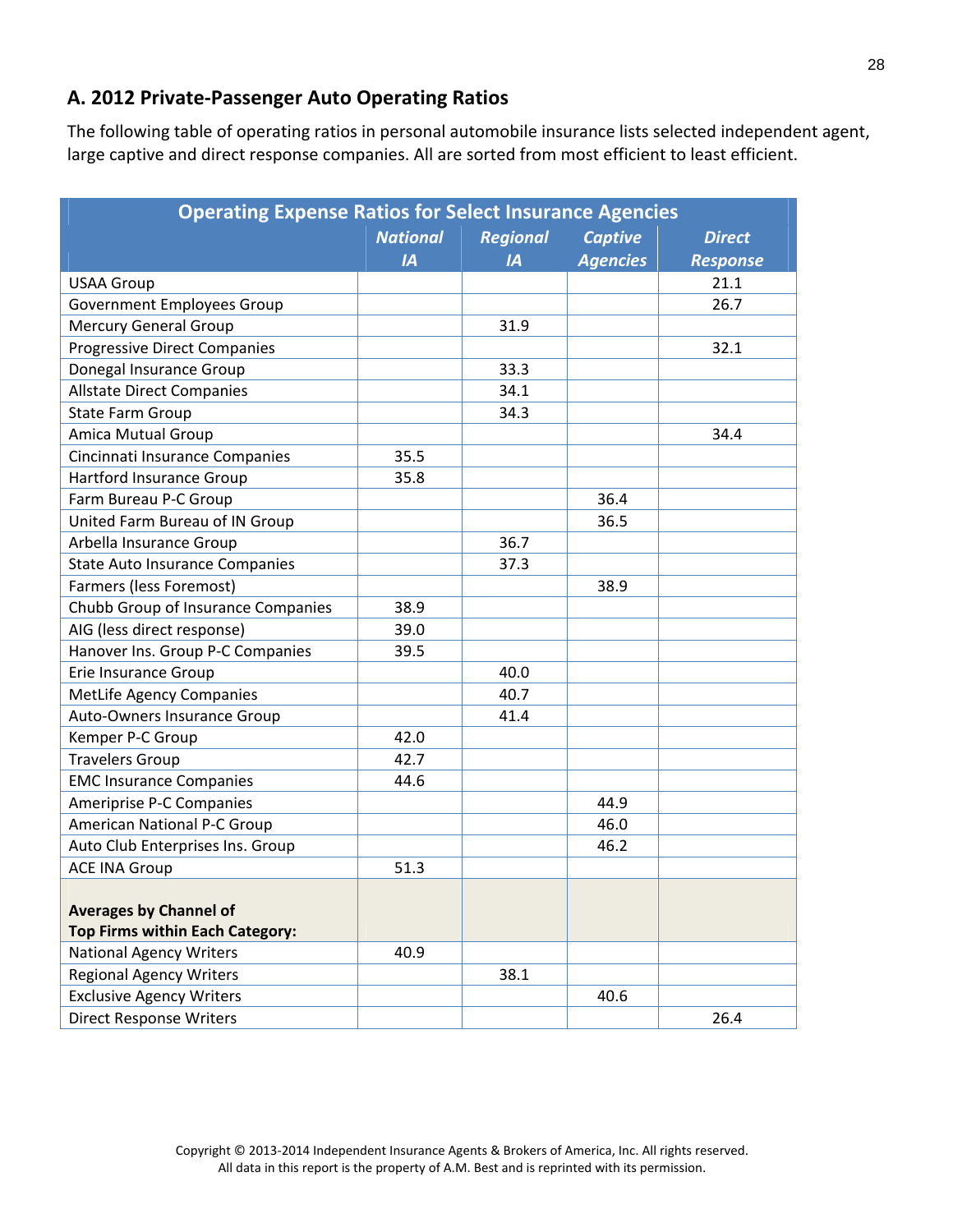## A. 2012 Private-Passenger Auto Operating Ratios

The following table of operating ratios in personal automobile insurance lists selected independent agent, large captive and direct response companies. All are sorted from most efficient to least efficient.

| Operating Expense Ratios for Select Insurance Agencies | | | | |
|---|---|---|---|---|
| | ***National IA*** | ***Regional IA*** | ***Captive Agencies*** | ***Direct Response*** |
| USAA Group | | | | 21.1 |
| Government Employees Group | | | | 26.7 |
| Mercury General Group | | 31.9 | | |
| Progressive Direct Companies | | | | 32.1 |
| Donegal Insurance Group | | 33.3 | | |
| Allstate Direct Companies | | 34.1 | | |
| State Farm Group | | 34.3 | | |
| Amica Mutual Group | | | | 34.4 |
| Cincinnati Insurance Companies | 35.5 | | | |
| Hartford Insurance Group | 35.8 | | | |
| Farm Bureau P-C Group | | | 36.4 | |
| United Farm Bureau of IN Group | | | 36.5 | |
| Arbella Insurance Group | | 36.7 | | |
| State Auto Insurance Companies | | 37.3 | | |
| Farmers (less Foremost) | | | 38.9 | |
| Chubb Group of Insurance Companies | 38.9 | | | |
| AIG (less direct response) | 39.0 | | | |
| Hanover Ins. Group P-C Companies | 39.5 | | | |
| Erie Insurance Group | | 40.0 | | |
| MetLife Agency Companies | | 40.7 | | |
| Auto-Owners Insurance Group | | 41.4 | | |
| Kemper P-C Group | 42.0 | | | |
| Travelers Group | 42.7 | | | |
| EMC Insurance Companies | 44.6 | | | |
| Ameriprise P-C Companies | | | 44.9 | |
| American National P-C Group | | | 46.0 | |
| Auto Club Enterprises Ins. Group | | | 46.2 | |
| ACE INA Group | 51.3 | | | |
| **Averages by Channel of Top Firms within Each Category:** | | | | |
| National Agency Writers | 40.9 | | | |
| Regional Agency Writers | | 38.1 | | |
| Exclusive Agency Writers | | | 40.6 | |
| Direct Response Writers | | | | 26.4 |

Copyright © 2013-2014 Independent Insurance Agents & Brokers of America, Inc. All rights reserved.
All data in this report is the property of A.M. Best and is reprinted with its permission.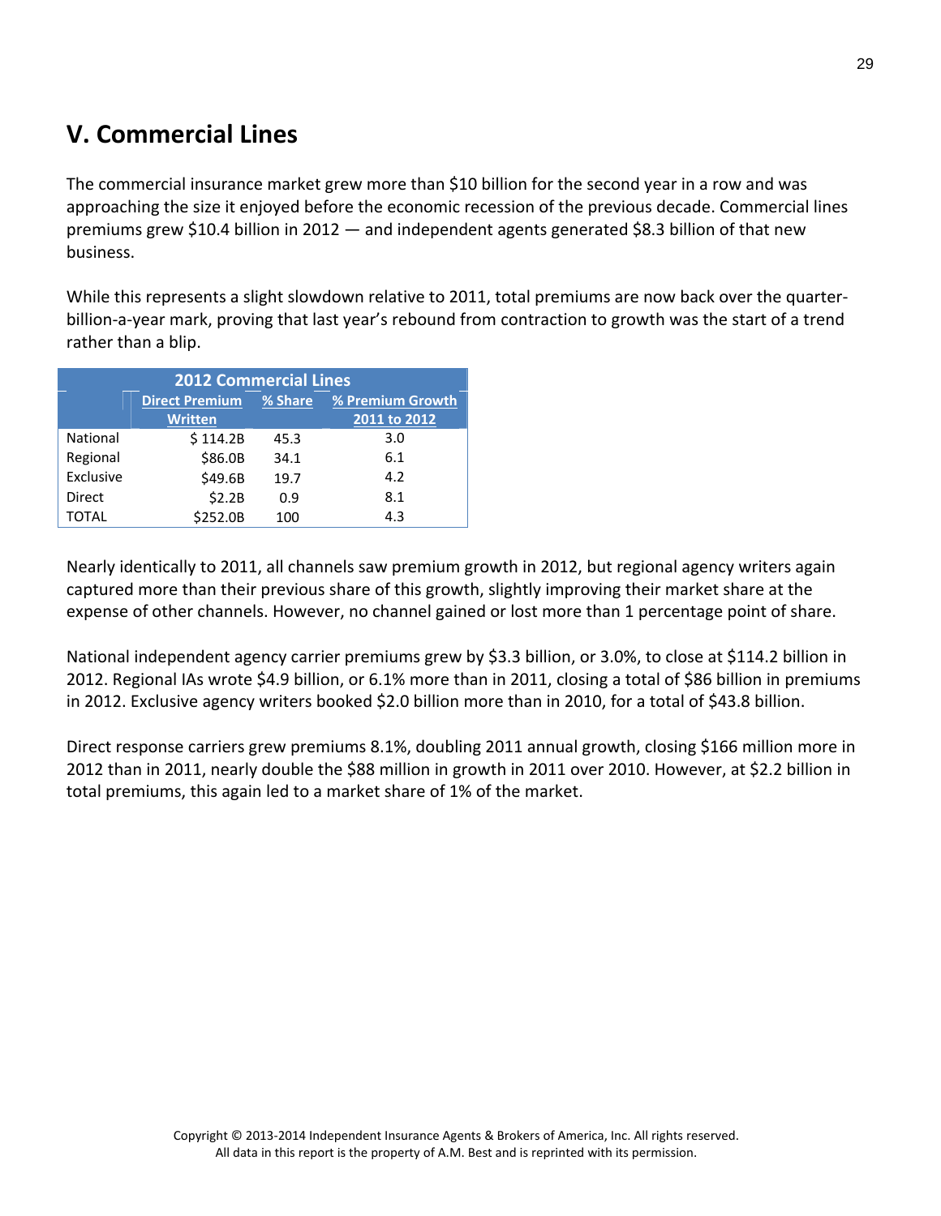## V. Commercial Lines

The commercial insurance market grew more than $10 billion for the second year in a row and was approaching the size it enjoyed before the economic recession of the previous decade. Commercial lines premiums grew $10.4 billion in 2012 — and independent agents generated $8.3 billion of that new business.

While this represents a slight slowdown relative to 2011, total premiums are now back over the quarter-billion-a-year mark, proving that last year's rebound from contraction to growth was the start of a trend rather than a blip.

| 2012 Commercial Lines | | | |
|---|---|---|---|
| | Direct Premium Written | % Share | % Premium Growth 2011 to 2012 |
| National | $ 114.2B | 45.3 | 3.0 |
| Regional | $86.0B | 34.1 | 6.1 |
| Exclusive | $49.6B | 19.7 | 4.2 |
| Direct | $2.2B | 0.9 | 8.1 |
| TOTAL | $252.0B | 100 | 4.3 |

Nearly identically to 2011, all channels saw premium growth in 2012, but regional agency writers again captured more than their previous share of this growth, slightly improving their market share at the expense of other channels. However, no channel gained or lost more than 1 percentage point of share.

National independent agency carrier premiums grew by $3.3 billion, or 3.0%, to close at $114.2 billion in 2012. Regional IAs wrote $4.9 billion, or 6.1% more than in 2011, closing a total of $86 billion in premiums in 2012. Exclusive agency writers booked $2.0 billion more than in 2010, for a total of $43.8 billion.

Direct response carriers grew premiums 8.1%, doubling 2011 annual growth, closing $166 million more in 2012 than in 2011, nearly double the $88 million in growth in 2011 over 2010. However, at $2.2 billion in total premiums, this again led to a market share of 1% of the market.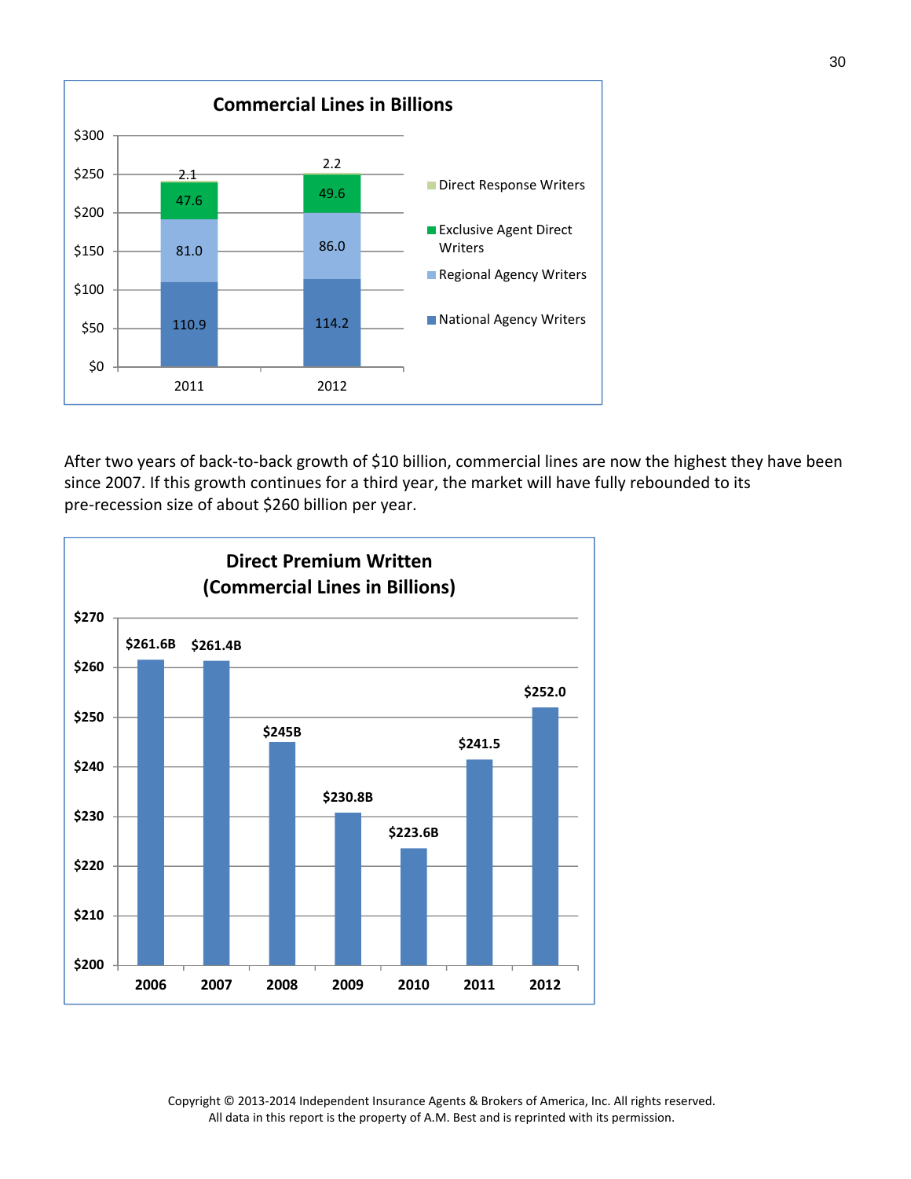**Commercial Lines in Billions**

| | 2011 | 2012 |
|---|---|---|
| Direct Response Writers | 2.1 | 2.2 |
| Exclusive Agent Direct Writers | 47.6 | 49.6 |
| Regional Agency Writers | 81.0 | 86.0 |
| National Agency Writers | 110.9 | 114.2 |

After two years of back-to-back growth of $10 billion, commercial lines are now the highest they have been since 2007. If this growth continues for a third year, the market will have fully rebounded to its pre-recession size of about $260 billion per year.

**Direct Premium Written (Commercial Lines in Billions)**

| Year | Direct Premium Written |
|---|---|
| 2006 | $261.6B |
| 2007 | $261.4B |
| 2008 | $245B |
| 2009 | $230.8B |
| 2010 | $223.6B |
| 2011 | $241.5 |
| 2012 | $252.0 |

Copyright © 2013-2014 Independent Insurance Agents & Brokers of America, Inc. All rights reserved.
All data in this report is the property of A.M. Best and is reprinted with its permission.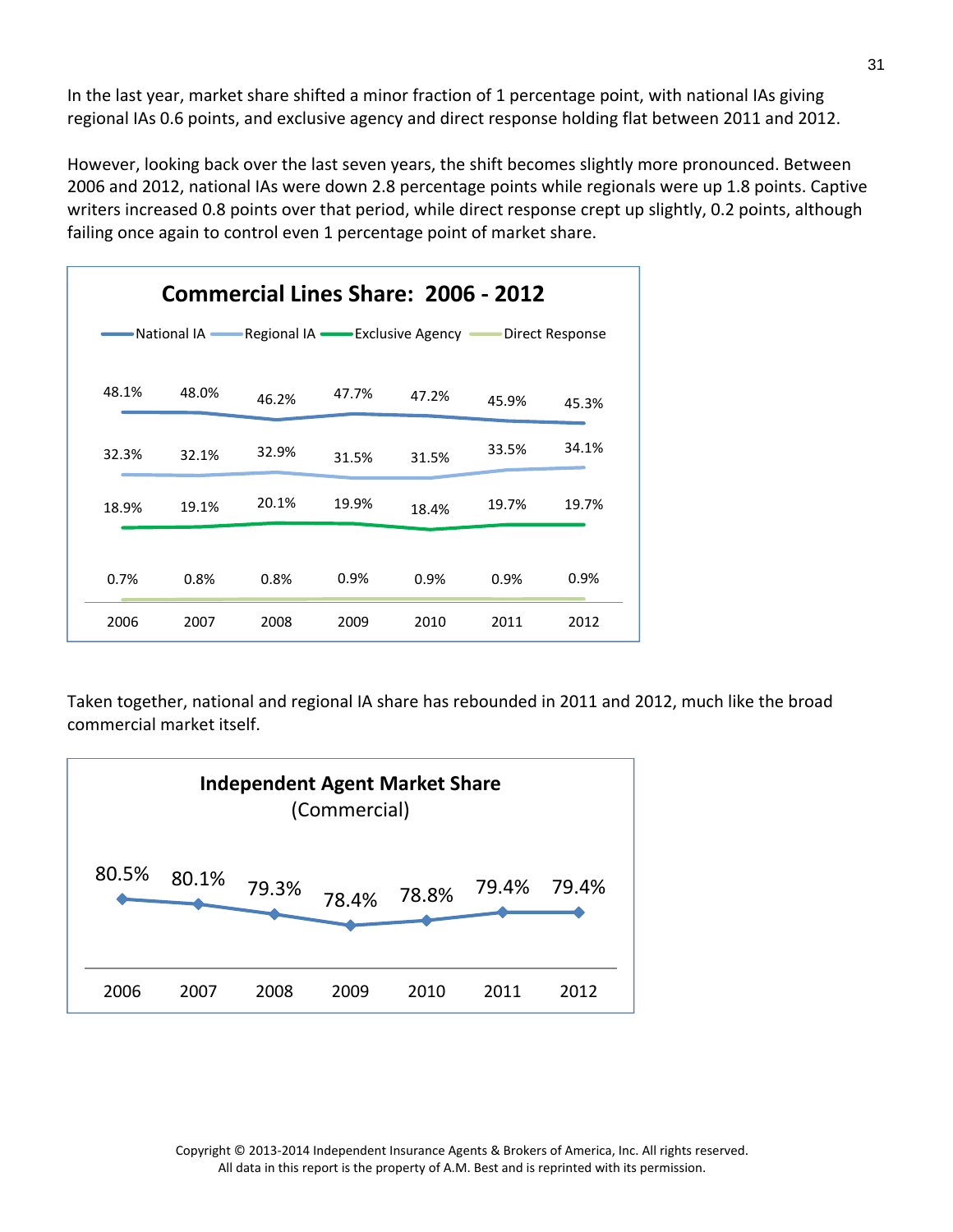In the last year, market share shifted a minor fraction of 1 percentage point, with national IAs giving regional IAs 0.6 points, and exclusive agency and direct response holding flat between 2011 and 2012.

However, looking back over the last seven years, the shift becomes slightly more pronounced. Between 2006 and 2012, national IAs were down 2.8 percentage points while regionals were up 1.8 points. Captive writers increased 0.8 points over that period, while direct response crept up slightly, 0.2 points, although failing once again to control even 1 percentage point of market share.

**Commercial Lines Share: 2006 - 2012**

| | 2006 | 2007 | 2008 | 2009 | 2010 | 2011 | 2012 |
|---|---|---|---|---|---|---|---|
| National IA | 48.1% | 48.0% | 46.2% | 47.7% | 47.2% | 45.9% | 45.3% |
| Regional IA | 32.3% | 32.1% | 32.9% | 31.5% | 31.5% | 33.5% | 34.1% |
| Exclusive Agency | 18.9% | 19.1% | 20.1% | 19.9% | 18.4% | 19.7% | 19.7% |
| Direct Response | 0.7% | 0.8% | 0.8% | 0.9% | 0.9% | 0.9% | 0.9% |

Taken together, national and regional IA share has rebounded in 2011 and 2012, much like the broad commercial market itself.

**Independent Agent Market Share (Commercial)**

| 2006 | 2007 | 2008 | 2009 | 2010 | 2011 | 2012 |
|---|---|---|---|---|---|---|
| 80.5% | 80.1% | 79.3% | 78.4% | 78.8% | 79.4% | 79.4% |

Copyright © 2013-2014 Independent Insurance Agents & Brokers of America, Inc. All rights reserved.
All data in this report is the property of A.M. Best and is reprinted with its permission.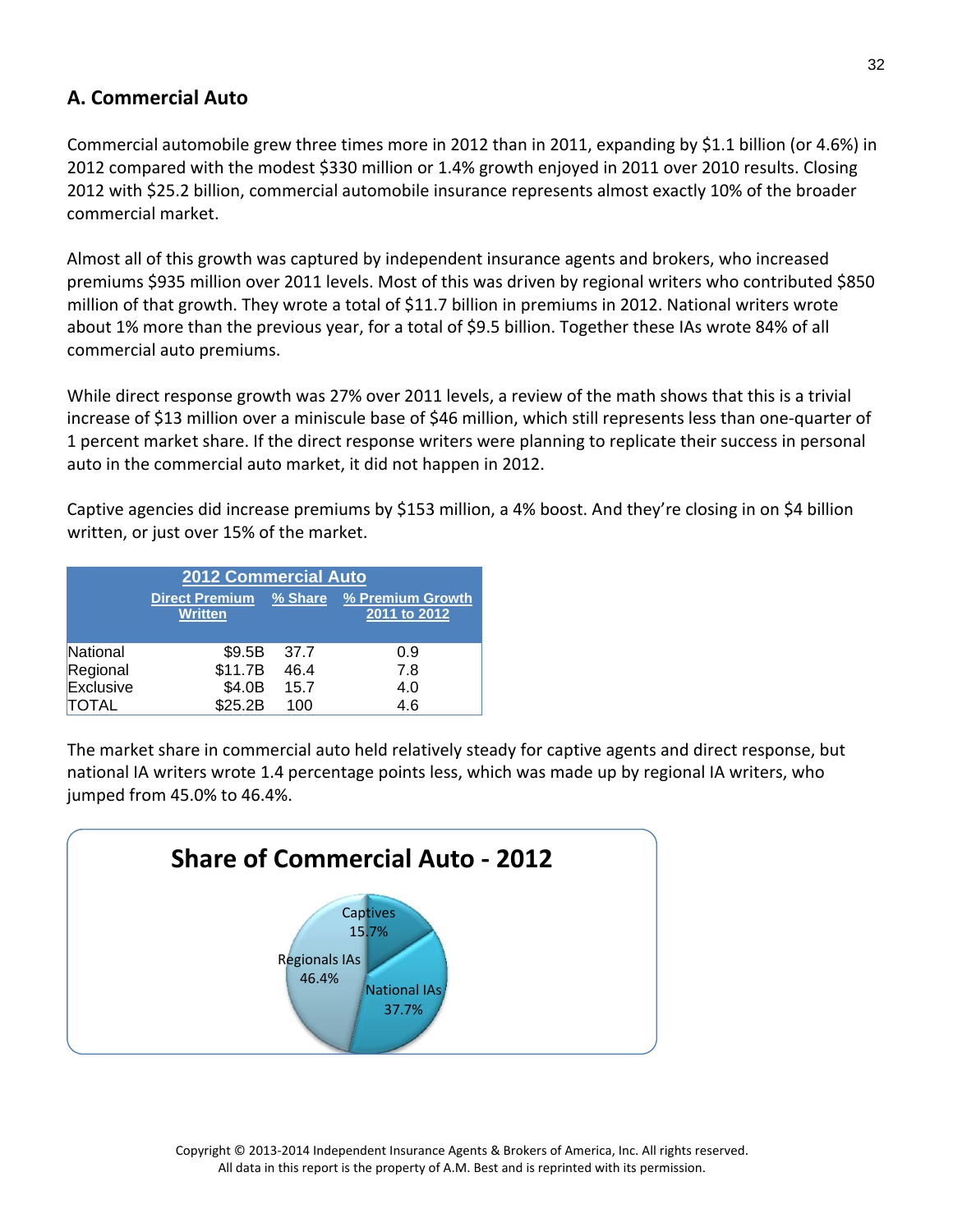## A. Commercial Auto

Commercial automobile grew three times more in 2012 than in 2011, expanding by $1.1 billion (or 4.6%) in 2012 compared with the modest $330 million or 1.4% growth enjoyed in 2011 over 2010 results. Closing 2012 with $25.2 billion, commercial automobile insurance represents almost exactly 10% of the broader commercial market.

Almost all of this growth was captured by independent insurance agents and brokers, who increased premiums $935 million over 2011 levels. Most of this was driven by regional writers who contributed $850 million of that growth. They wrote a total of $11.7 billion in premiums in 2012. National writers wrote about 1% more than the previous year, for a total of $9.5 billion. Together these IAs wrote 84% of all commercial auto premiums.

While direct response growth was 27% over 2011 levels, a review of the math shows that this is a trivial increase of $13 million over a miniscule base of $46 million, which still represents less than one-quarter of 1 percent market share. If the direct response writers were planning to replicate their success in personal auto in the commercial auto market, it did not happen in 2012.

Captive agencies did increase premiums by $153 million, a 4% boost. And they're closing in on $4 billion written, or just over 15% of the market.

**2012 Commercial Auto**

| | Direct Premium Written | % Share | % Premium Growth 2011 to 2012 |
|---|---|---|---|
| National | $9.5B | 37.7 | 0.9 |
| Regional | $11.7B | 46.4 | 7.8 |
| Exclusive | $4.0B | 15.7 | 4.0 |
| TOTAL | $25.2B | 100 | 4.6 |

The market share in commercial auto held relatively steady for captive agents and direct response, but national IA writers wrote 1.4 percentage points less, which was made up by regional IA writers, who jumped from 45.0% to 46.4%.

**Share of Commercial Auto - 2012**

Captives 15.7%

Regionals IAs 46.4%

National IAs 37.7%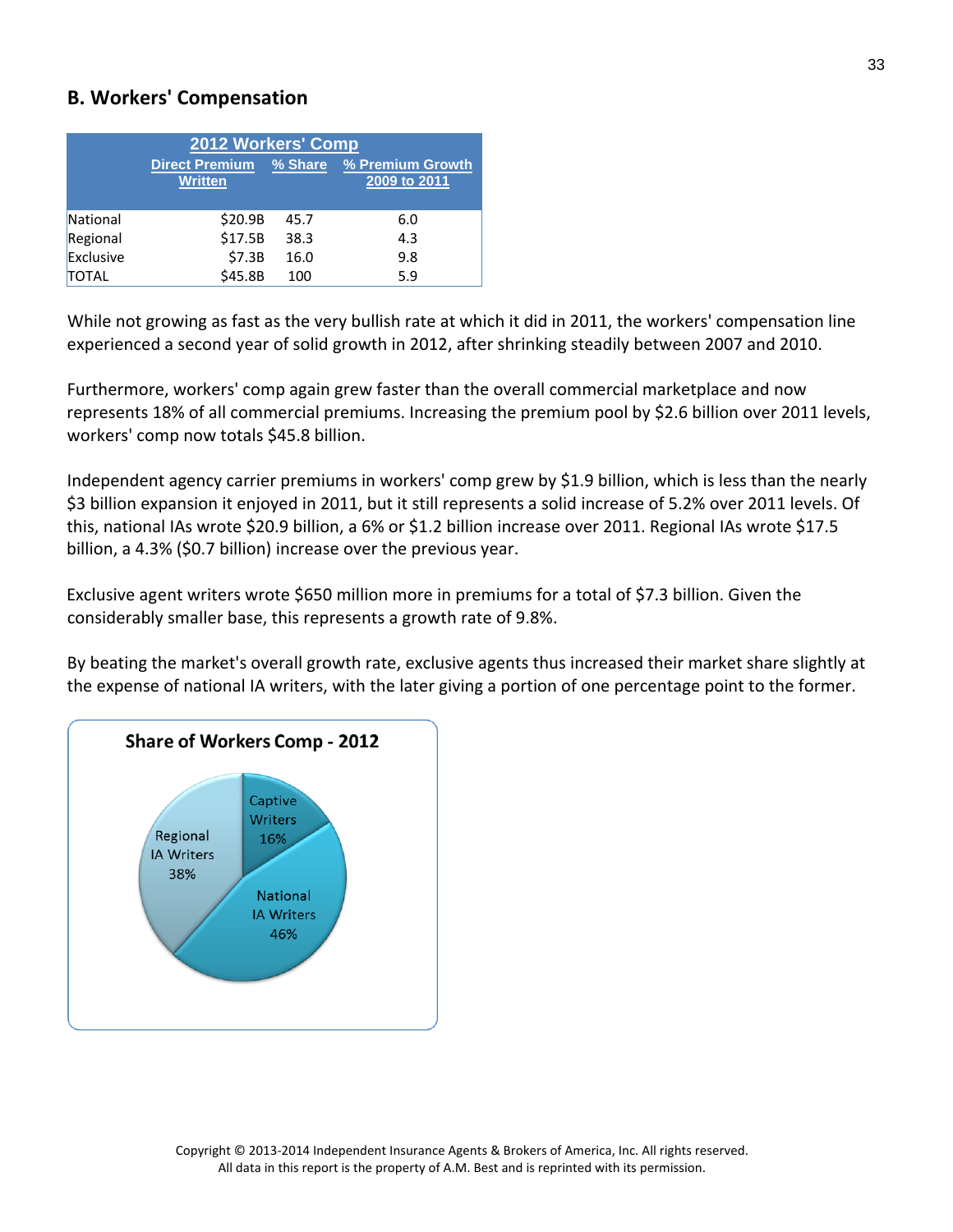## B. Workers' Compensation

| 2012 Workers' Comp | | | |
|---|---|---|---|
| | Direct Premium Written | % Share | % Premium Growth 2009 to 2011 |
| National | $20.9B | 45.7 | 6.0 |
| Regional | $17.5B | 38.3 | 4.3 |
| Exclusive | $7.3B | 16.0 | 9.8 |
| TOTAL | $45.8B | 100 | 5.9 |

While not growing as fast as the very bullish rate at which it did in 2011, the workers' compensation line experienced a second year of solid growth in 2012, after shrinking steadily between 2007 and 2010.

Furthermore, workers' comp again grew faster than the overall commercial marketplace and now represents 18% of all commercial premiums. Increasing the premium pool by $2.6 billion over 2011 levels, workers' comp now totals $45.8 billion.

Independent agency carrier premiums in workers' comp grew by $1.9 billion, which is less than the nearly $3 billion expansion it enjoyed in 2011, but it still represents a solid increase of 5.2% over 2011 levels. Of this, national IAs wrote $20.9 billion, a 6% or $1.2 billion increase over 2011. Regional IAs wrote $17.5 billion, a 4.3% ($0.7 billion) increase over the previous year.

Exclusive agent writers wrote $650 million more in premiums for a total of $7.3 billion. Given the considerably smaller base, this represents a growth rate of 9.8%.

By beating the market's overall growth rate, exclusive agents thus increased their market share slightly at the expense of national IA writers, with the later giving a portion of one percentage point to the former.

**Share of Workers Comp - 2012**

- Captive Writers 16%
- Regional IA Writers 38%
- National IA Writers 46%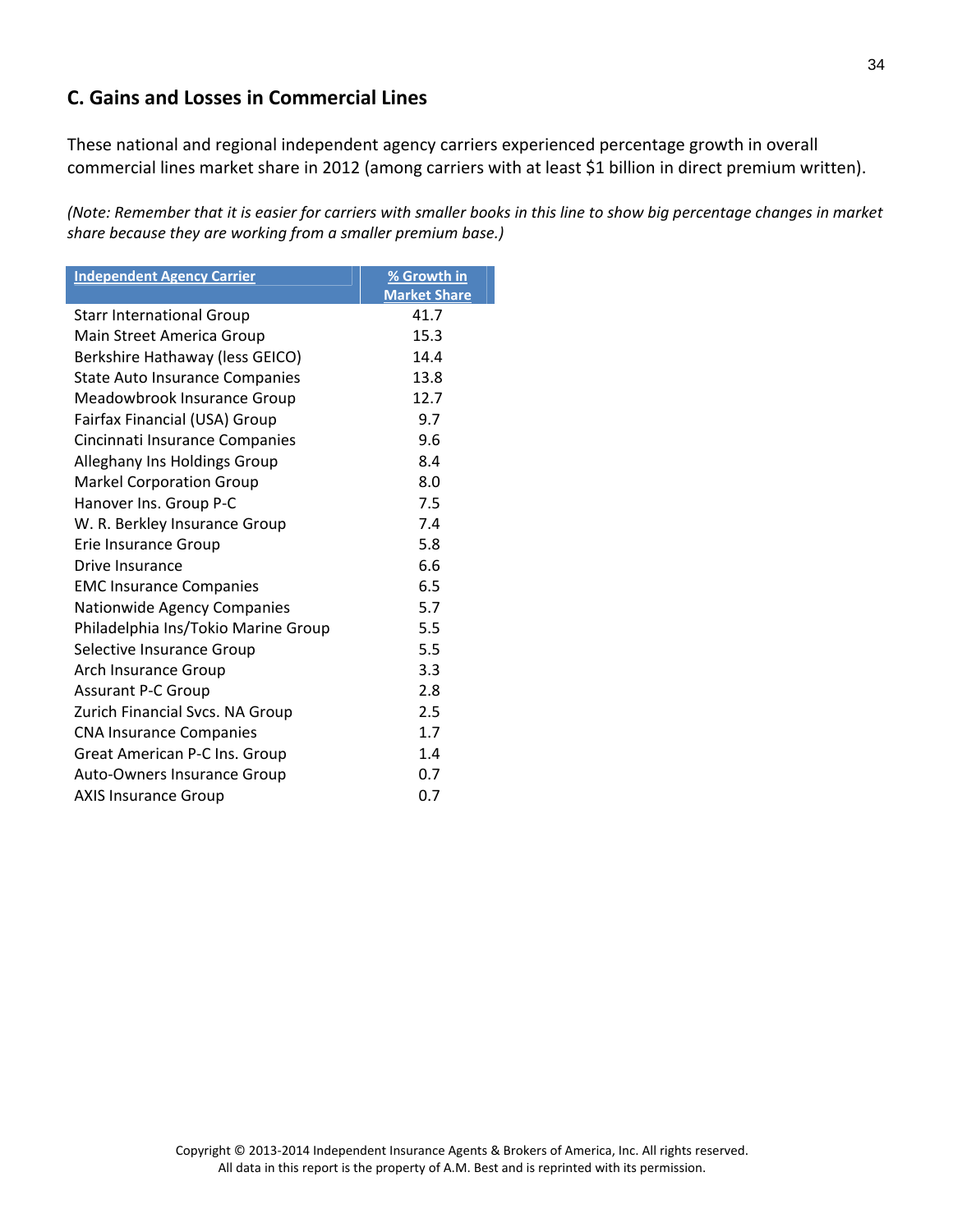## C. Gains and Losses in Commercial Lines

These national and regional independent agency carriers experienced percentage growth in overall commercial lines market share in 2012 (among carriers with at least $1 billion in direct premium written).

*(Note: Remember that it is easier for carriers with smaller books in this line to show big percentage changes in market share because they are working from a smaller premium base.)*

| Independent Agency Carrier | % Growth in Market Share |
|---|---|
| Starr International Group | 41.7 |
| Main Street America Group | 15.3 |
| Berkshire Hathaway (less GEICO) | 14.4 |
| State Auto Insurance Companies | 13.8 |
| Meadowbrook Insurance Group | 12.7 |
| Fairfax Financial (USA) Group | 9.7 |
| Cincinnati Insurance Companies | 9.6 |
| Alleghany Ins Holdings Group | 8.4 |
| Markel Corporation Group | 8.0 |
| Hanover Ins. Group P-C | 7.5 |
| W. R. Berkley Insurance Group | 7.4 |
| Erie Insurance Group | 5.8 |
| Drive Insurance | 6.6 |
| EMC Insurance Companies | 6.5 |
| Nationwide Agency Companies | 5.7 |
| Philadelphia Ins/Tokio Marine Group | 5.5 |
| Selective Insurance Group | 5.5 |
| Arch Insurance Group | 3.3 |
| Assurant P-C Group | 2.8 |
| Zurich Financial Svcs. NA Group | 2.5 |
| CNA Insurance Companies | 1.7 |
| Great American P-C Ins. Group | 1.4 |
| Auto-Owners Insurance Group | 0.7 |
| AXIS Insurance Group | 0.7 |

Copyright © 2013-2014 Independent Insurance Agents & Brokers of America, Inc. All rights reserved.
All data in this report is the property of A.M. Best and is reprinted with its permission.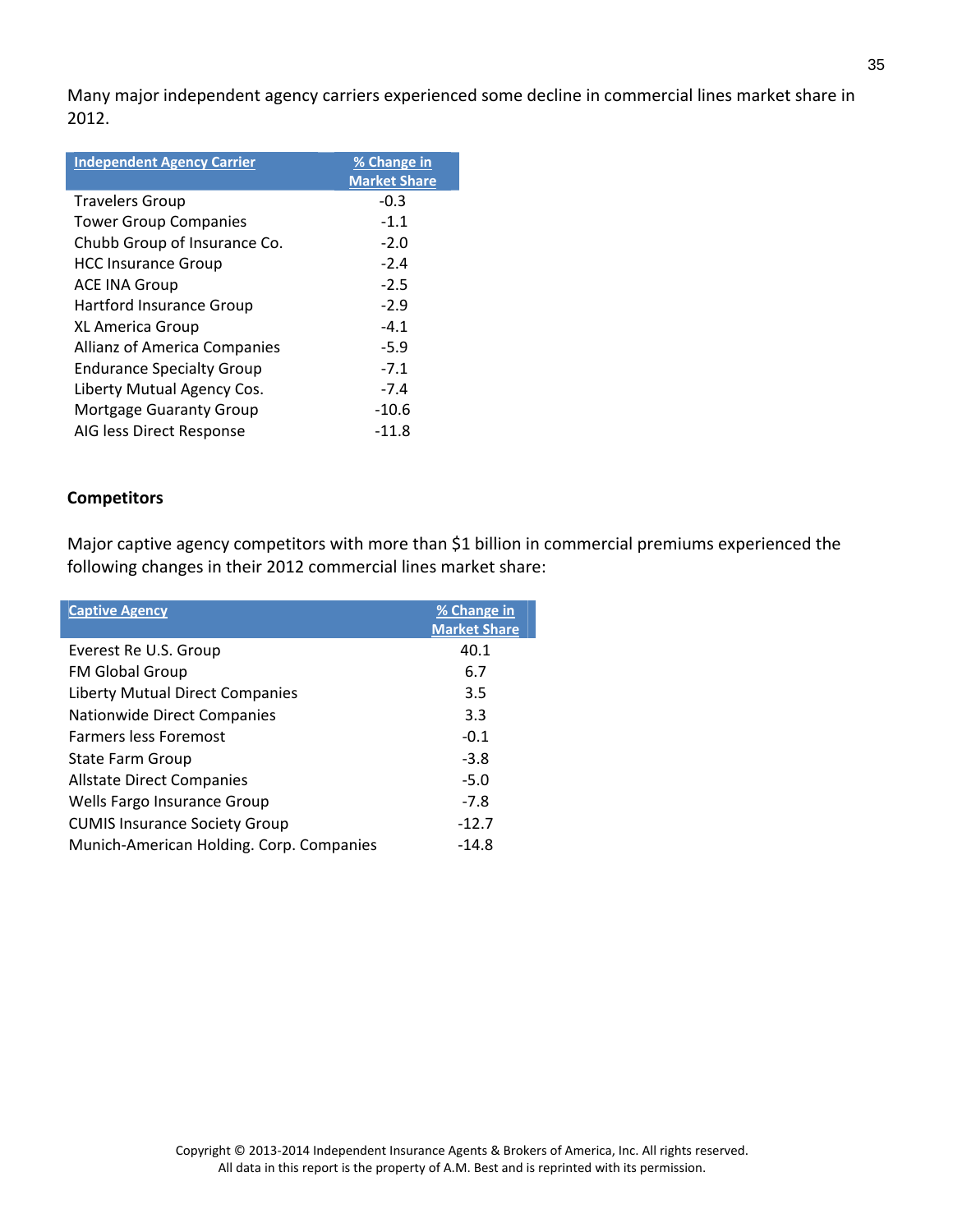Many major independent agency carriers experienced some decline in commercial lines market share in 2012.

| Independent Agency Carrier | % Change in Market Share |
| --- | --- |
| Travelers Group | -0.3 |
| Tower Group Companies | -1.1 |
| Chubb Group of Insurance Co. | -2.0 |
| HCC Insurance Group | -2.4 |
| ACE INA Group | -2.5 |
| Hartford Insurance Group | -2.9 |
| XL America Group | -4.1 |
| Allianz of America Companies | -5.9 |
| Endurance Specialty Group | -7.1 |
| Liberty Mutual Agency Cos. | -7.4 |
| Mortgage Guaranty Group | -10.6 |
| AIG less Direct Response | -11.8 |

**Competitors**

Major captive agency competitors with more than $1 billion in commercial premiums experienced the following changes in their 2012 commercial lines market share:

| Captive Agency | % Change in Market Share |
| --- | --- |
| Everest Re U.S. Group | 40.1 |
| FM Global Group | 6.7 |
| Liberty Mutual Direct Companies | 3.5 |
| Nationwide Direct Companies | 3.3 |
| Farmers less Foremost | -0.1 |
| State Farm Group | -3.8 |
| Allstate Direct Companies | -5.0 |
| Wells Fargo Insurance Group | -7.8 |
| CUMIS Insurance Society Group | -12.7 |
| Munich-American Holding. Corp. Companies | -14.8 |

Copyright © 2013-2014 Independent Insurance Agents & Brokers of America, Inc. All rights reserved.
All data in this report is the property of A.M. Best and is reprinted with its permission.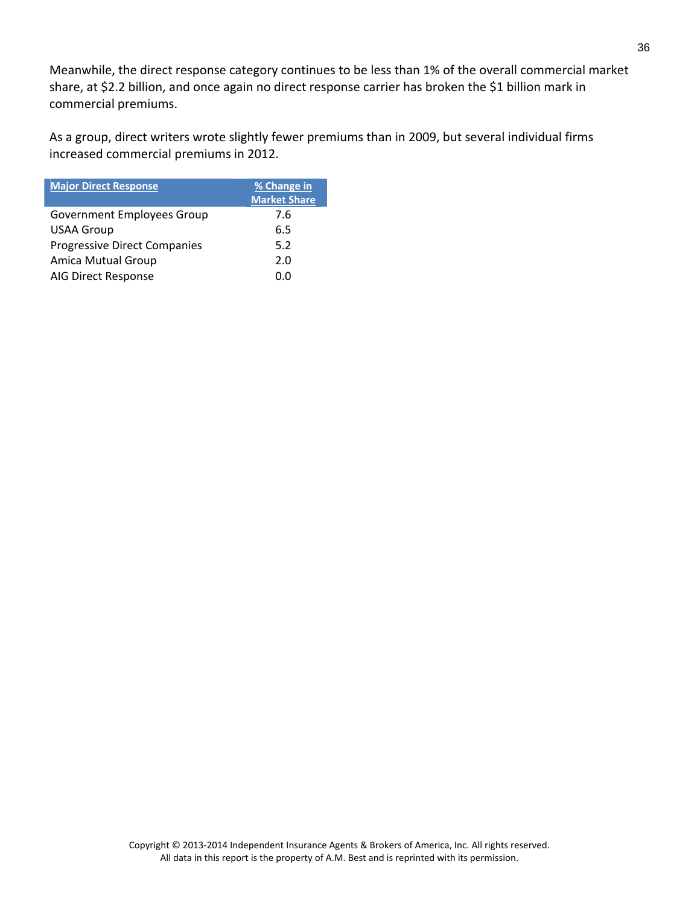Meanwhile, the direct response category continues to be less than 1% of the overall commercial market share, at $2.2 billion, and once again no direct response carrier has broken the $1 billion mark in commercial premiums.

As a group, direct writers wrote slightly fewer premiums than in 2009, but several individual firms increased commercial premiums in 2012.

| Major Direct Response | % Change in Market Share |
|---|---|
| Government Employees Group | 7.6 |
| USAA Group | 6.5 |
| Progressive Direct Companies | 5.2 |
| Amica Mutual Group | 2.0 |
| AIG Direct Response | 0.0 |

Copyright © 2013-2014 Independent Insurance Agents & Brokers of America, Inc. All rights reserved.
All data in this report is the property of A.M. Best and is reprinted with its permission.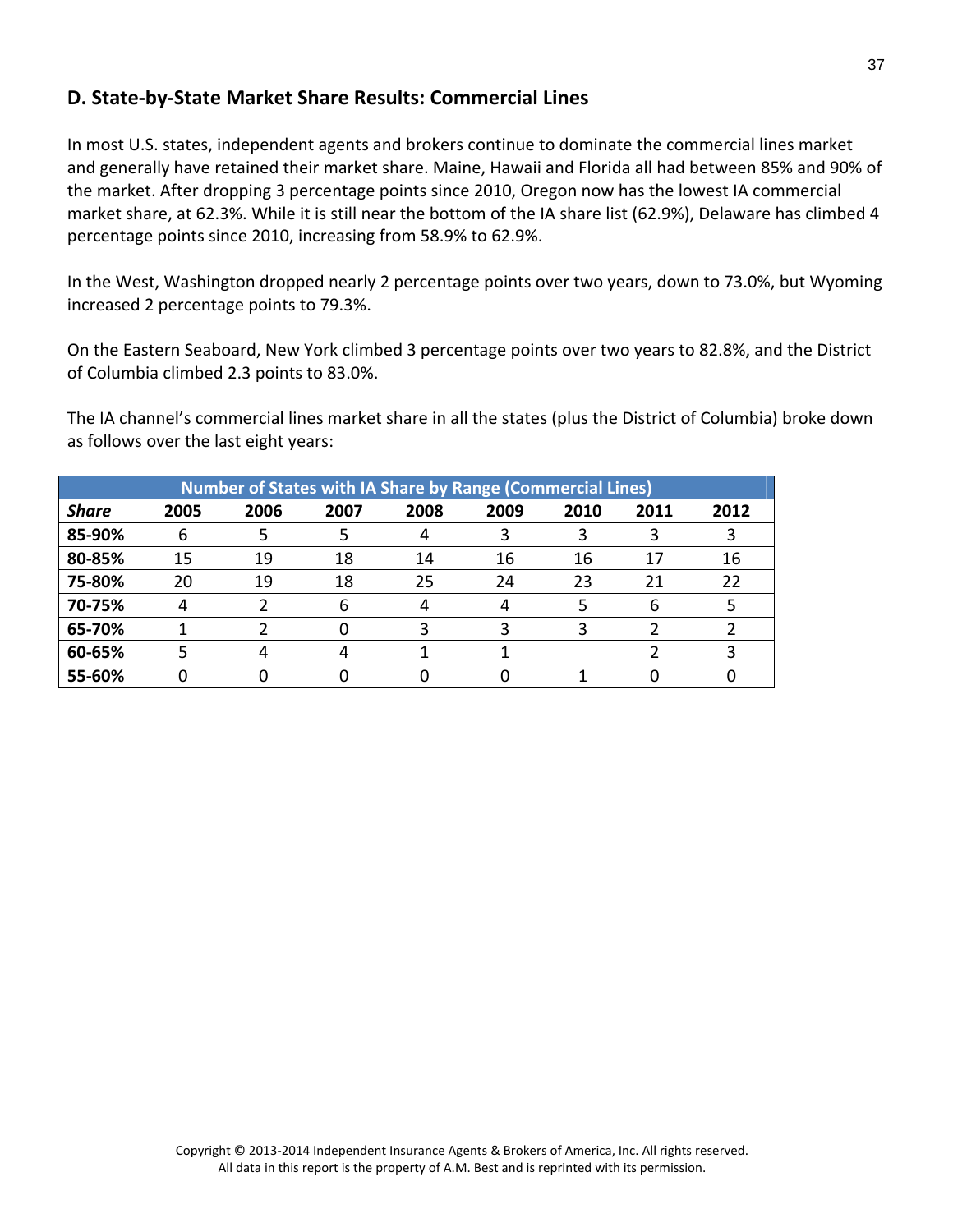## D. State-by-State Market Share Results: Commercial Lines

In most U.S. states, independent agents and brokers continue to dominate the commercial lines market and generally have retained their market share. Maine, Hawaii and Florida all had between 85% and 90% of the market. After dropping 3 percentage points since 2010, Oregon now has the lowest IA commercial market share, at 62.3%. While it is still near the bottom of the IA share list (62.9%), Delaware has climbed 4 percentage points since 2010, increasing from 58.9% to 62.9%.

In the West, Washington dropped nearly 2 percentage points over two years, down to 73.0%, but Wyoming increased 2 percentage points to 79.3%.

On the Eastern Seaboard, New York climbed 3 percentage points over two years to 82.8%, and the District of Columbia climbed 2.3 points to 83.0%.

The IA channel's commercial lines market share in all the states (plus the District of Columbia) broke down as follows over the last eight years:

| Number of States with IA Share by Range (Commercial Lines) | | | | | | | | |
|---|---|---|---|---|---|---|---|---|
| ***Share*** | **2005** | **2006** | **2007** | **2008** | **2009** | **2010** | **2011** | **2012** |
| **85-90%** | 6 | 5 | 5 | 4 | 3 | 3 | 3 | 3 |
| **80-85%** | 15 | 19 | 18 | 14 | 16 | 16 | 17 | 16 |
| **75-80%** | 20 | 19 | 18 | 25 | 24 | 23 | 21 | 22 |
| **70-75%** | 4 | 2 | 6 | 4 | 4 | 5 | 6 | 5 |
| **65-70%** | 1 | 2 | 0 | 3 | 3 | 3 | 2 | 2 |
| **60-65%** | 5 | 4 | 4 | 1 | 1 | | 2 | 3 |
| **55-60%** | 0 | 0 | 0 | 0 | 0 | 1 | 0 | 0 |

Copyright © 2013-2014 Independent Insurance Agents & Brokers of America, Inc. All rights reserved.
All data in this report is the property of A.M. Best and is reprinted with its permission.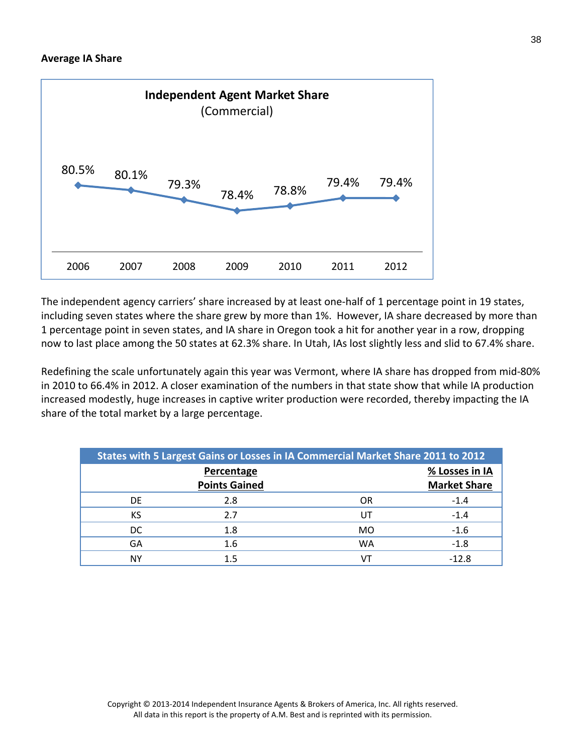**Average IA Share**

**Independent Agent Market Share**
(Commercial)

| 2006 | 2007 | 2008 | 2009 | 2010 | 2011 | 2012 |
|---|---|---|---|---|---|---|
| 80.5% | 80.1% | 79.3% | 78.4% | 78.8% | 79.4% | 79.4% |

The independent agency carriers' share increased by at least one-half of 1 percentage point in 19 states, including seven states where the share grew by more than 1%. However, IA share decreased by more than 1 percentage point in seven states, and IA share in Oregon took a hit for another year in a row, dropping now to last place among the 50 states at 62.3% share. In Utah, IAs lost slightly less and slid to 67.4% share.

Redefining the scale unfortunately again this year was Vermont, where IA share has dropped from mid-80% in 2010 to 66.4% in 2012. A closer examination of the numbers in that state show that while IA production increased modestly, huge increases in captive writer production were recorded, thereby impacting the IA share of the total market by a large percentage.

| States with 5 Largest Gains or Losses in IA Commercial Market Share 2011 to 2012 | | | |
|---|---|---|---|
| | Percentage Points Gained | | % Losses in IA Market Share |
| DE | 2.8 | OR | -1.4 |
| KS | 2.7 | UT | -1.4 |
| DC | 1.8 | MO | -1.6 |
| GA | 1.6 | WA | -1.8 |
| NY | 1.5 | VT | -12.8 |

Copyright © 2013-2014 Independent Insurance Agents & Brokers of America, Inc. All rights reserved.
All data in this report is the property of A.M. Best and is reprinted with its permission.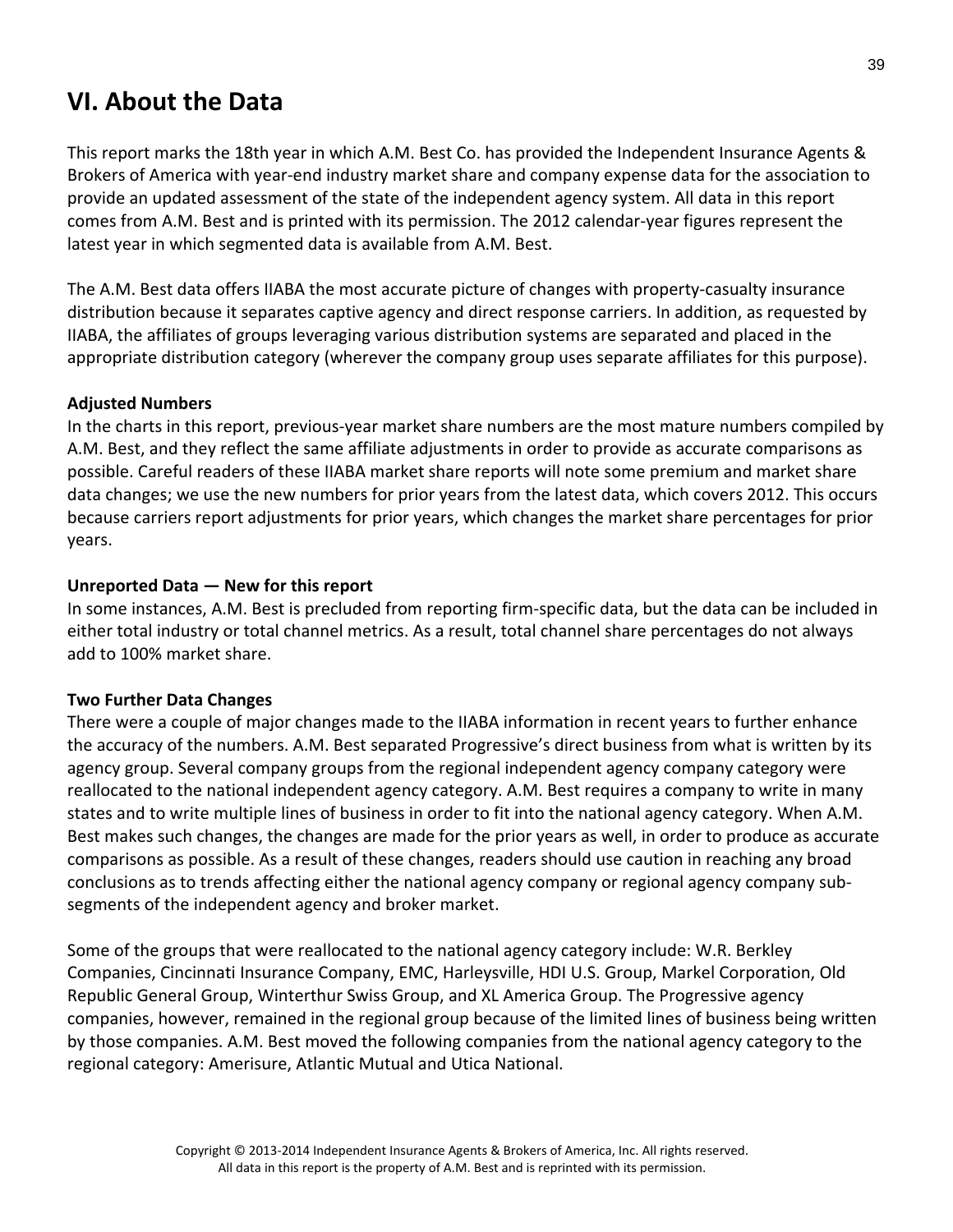## VI. About the Data

This report marks the 18th year in which A.M. Best Co. has provided the Independent Insurance Agents & Brokers of America with year-end industry market share and company expense data for the association to provide an updated assessment of the state of the independent agency system. All data in this report comes from A.M. Best and is printed with its permission. The 2012 calendar-year figures represent the latest year in which segmented data is available from A.M. Best.

The A.M. Best data offers IIABA the most accurate picture of changes with property-casualty insurance distribution because it separates captive agency and direct response carriers. In addition, as requested by IIABA, the affiliates of groups leveraging various distribution systems are separated and placed in the appropriate distribution category (wherever the company group uses separate affiliates for this purpose).

**Adjusted Numbers**

In the charts in this report, previous-year market share numbers are the most mature numbers compiled by A.M. Best, and they reflect the same affiliate adjustments in order to provide as accurate comparisons as possible. Careful readers of these IIABA market share reports will note some premium and market share data changes; we use the new numbers for prior years from the latest data, which covers 2012. This occurs because carriers report adjustments for prior years, which changes the market share percentages for prior years.

**Unreported Data — New for this report**

In some instances, A.M. Best is precluded from reporting firm-specific data, but the data can be included in either total industry or total channel metrics. As a result, total channel share percentages do not always add to 100% market share.

**Two Further Data Changes**

There were a couple of major changes made to the IIABA information in recent years to further enhance the accuracy of the numbers. A.M. Best separated Progressive's direct business from what is written by its agency group. Several company groups from the regional independent agency company category were reallocated to the national independent agency category. A.M. Best requires a company to write in many states and to write multiple lines of business in order to fit into the national agency category. When A.M. Best makes such changes, the changes are made for the prior years as well, in order to produce as accurate comparisons as possible. As a result of these changes, readers should use caution in reaching any broad conclusions as to trends affecting either the national agency company or regional agency company sub-segments of the independent agency and broker market.

Some of the groups that were reallocated to the national agency category include: W.R. Berkley Companies, Cincinnati Insurance Company, EMC, Harleysville, HDI U.S. Group, Markel Corporation, Old Republic General Group, Winterthur Swiss Group, and XL America Group. The Progressive agency companies, however, remained in the regional group because of the limited lines of business being written by those companies. A.M. Best moved the following companies from the national agency category to the regional category: Amerisure, Atlantic Mutual and Utica National.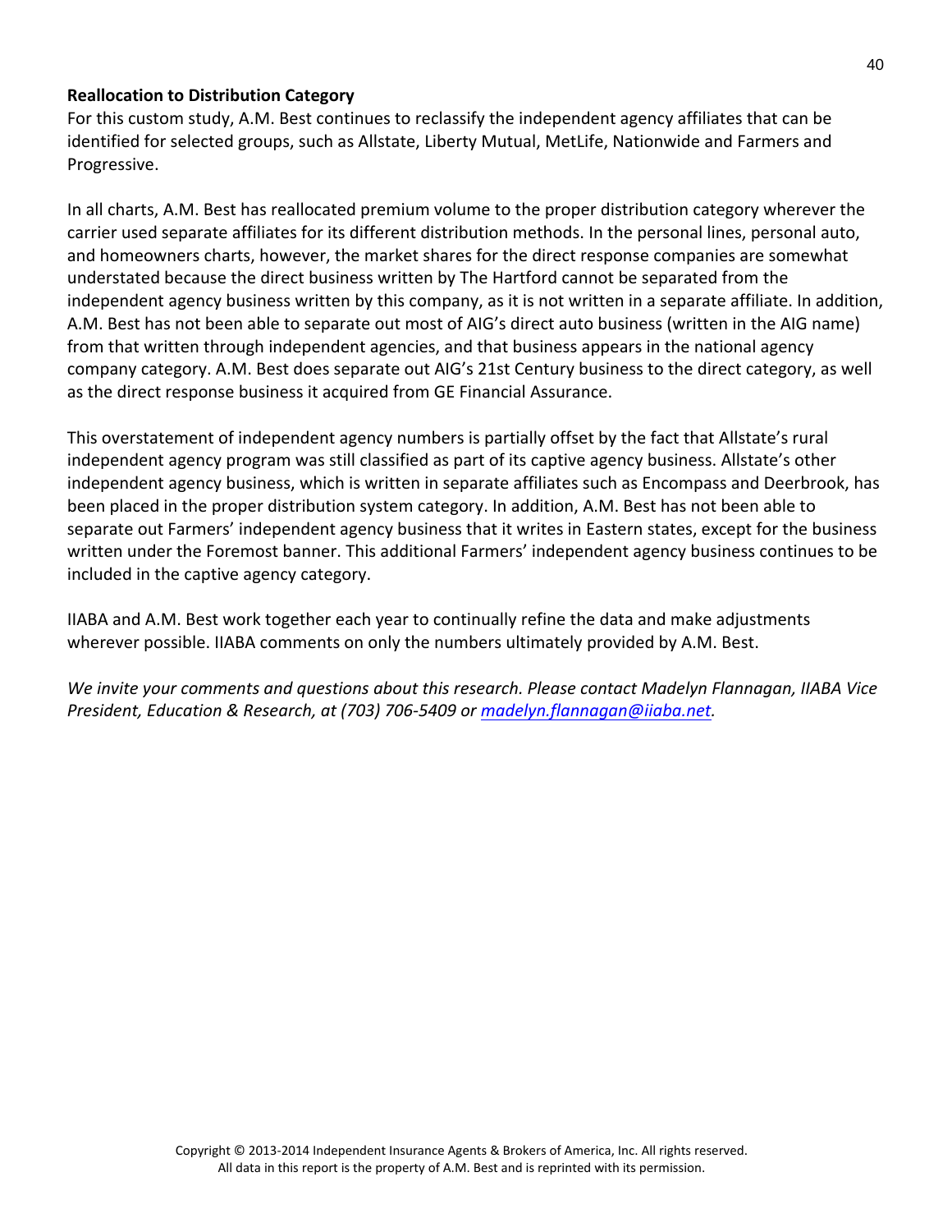**Reallocation to Distribution Category**

For this custom study, A.M. Best continues to reclassify the independent agency affiliates that can be identified for selected groups, such as Allstate, Liberty Mutual, MetLife, Nationwide and Farmers and Progressive.

In all charts, A.M. Best has reallocated premium volume to the proper distribution category wherever the carrier used separate affiliates for its different distribution methods. In the personal lines, personal auto, and homeowners charts, however, the market shares for the direct response companies are somewhat understated because the direct business written by The Hartford cannot be separated from the independent agency business written by this company, as it is not written in a separate affiliate. In addition, A.M. Best has not been able to separate out most of AIG's direct auto business (written in the AIG name) from that written through independent agencies, and that business appears in the national agency company category. A.M. Best does separate out AIG's 21st Century business to the direct category, as well as the direct response business it acquired from GE Financial Assurance.

This overstatement of independent agency numbers is partially offset by the fact that Allstate's rural independent agency program was still classified as part of its captive agency business. Allstate's other independent agency business, which is written in separate affiliates such as Encompass and Deerbrook, has been placed in the proper distribution system category. In addition, A.M. Best has not been able to separate out Farmers' independent agency business that it writes in Eastern states, except for the business written under the Foremost banner. This additional Farmers' independent agency business continues to be included in the captive agency category.

IIABA and A.M. Best work together each year to continually refine the data and make adjustments wherever possible. IIABA comments on only the numbers ultimately provided by A.M. Best.

*We invite your comments and questions about this research. Please contact Madelyn Flannagan, IIABA Vice President, Education & Research, at (703) 706-5409 or madelyn.flannagan@iiaba.net.*

Copyright © 2013-2014 Independent Insurance Agents & Brokers of America, Inc. All rights reserved.
All data in this report is the property of A.M. Best and is reprinted with its permission.